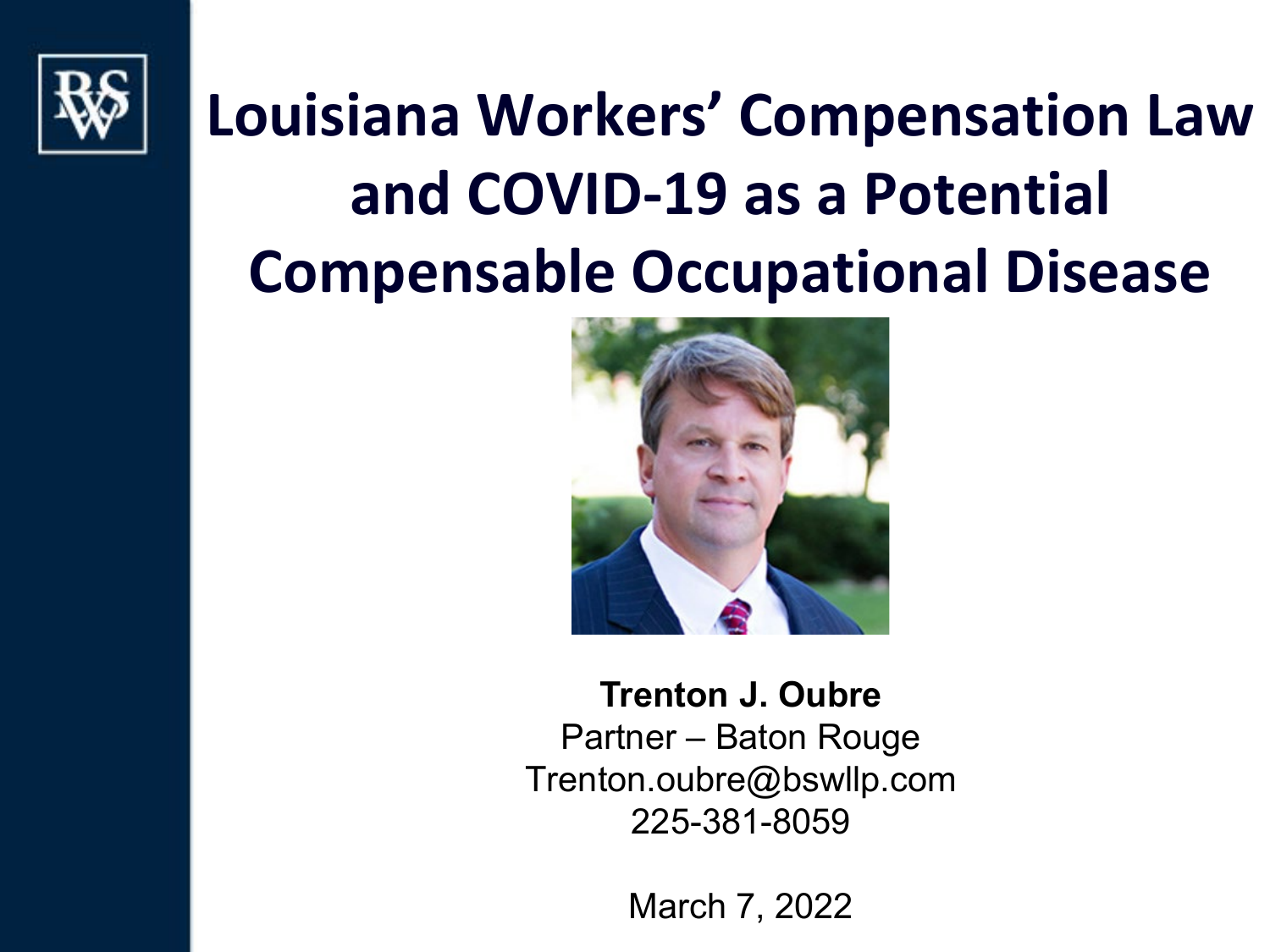# Louisiana Workers' Compensation Law and COVID-19 as a Potential Compensable Occupational Disease

**Trenton J. Oubre**
Partner – Baton Rouge
Trenton.oubre@bswllp.com
225-381-8059

March 7, 2022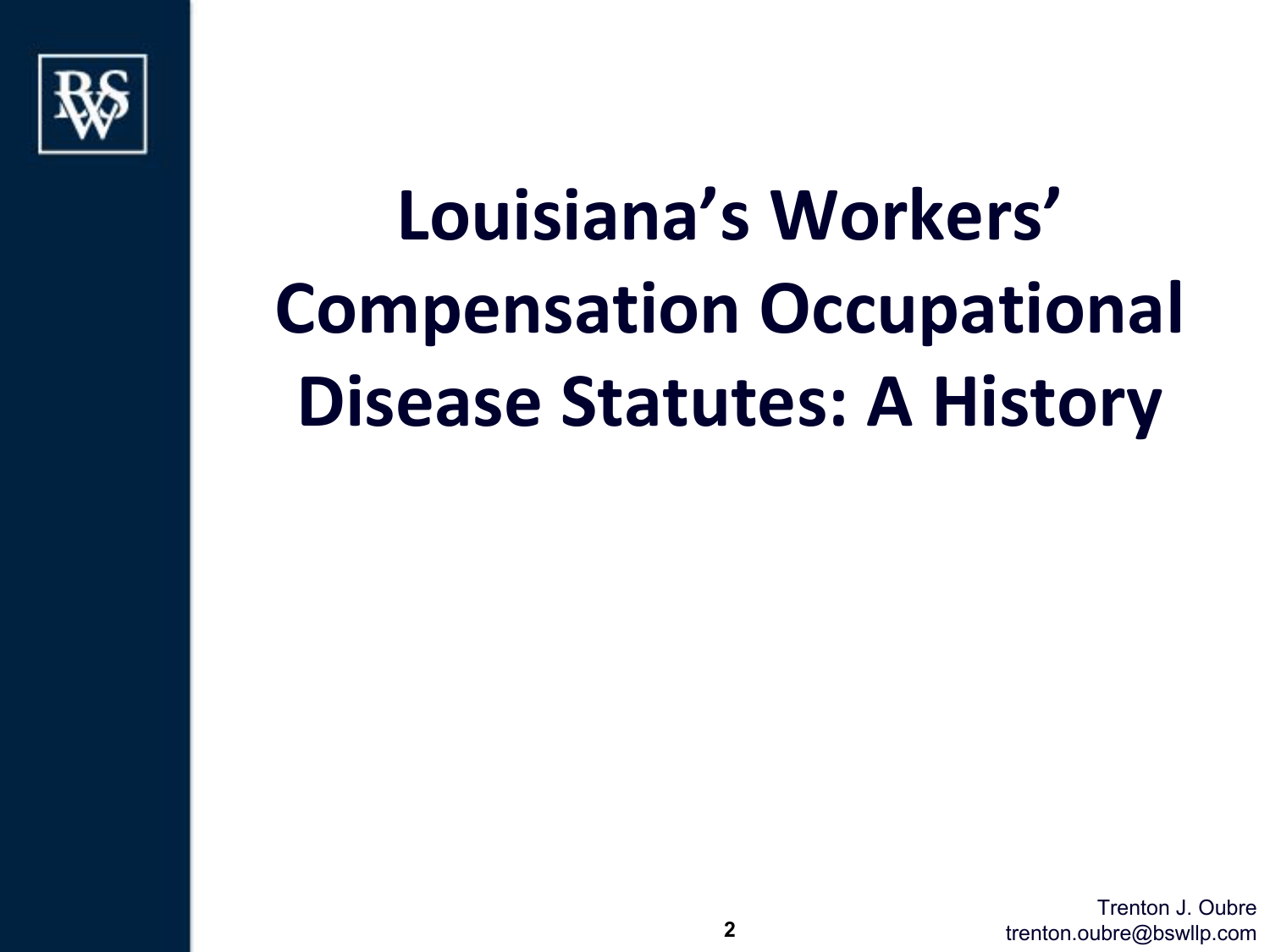# Louisiana's Workers' Compensation Occupational Disease Statutes: A History

Trenton J. Oubre
trenton.oubre@bswllp.com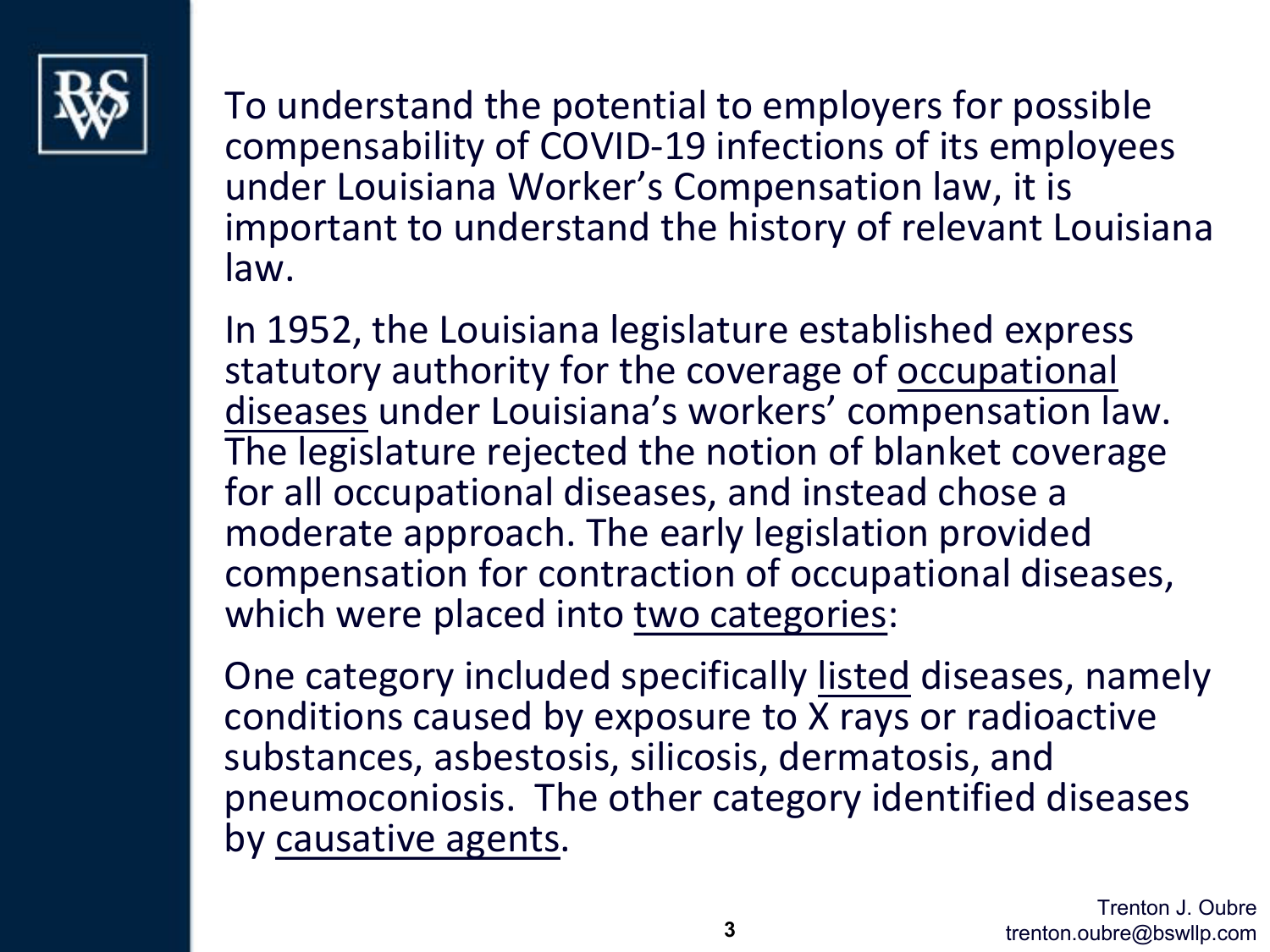To understand the potential to employers for possible compensability of COVID-19 infections of its employees under Louisiana Worker's Compensation law, it is important to understand the history of relevant Louisiana law.

In 1952, the Louisiana legislature established express statutory authority for the coverage of occupational diseases under Louisiana's workers' compensation law. The legislature rejected the notion of blanket coverage for all occupational diseases, and instead chose a moderate approach. The early legislation provided compensation for contraction of occupational diseases, which were placed into two categories:

One category included specifically listed diseases, namely conditions caused by exposure to X rays or radioactive substances, asbestosis, silicosis, dermatosis, and pneumoconiosis. The other category identified diseases by causative agents.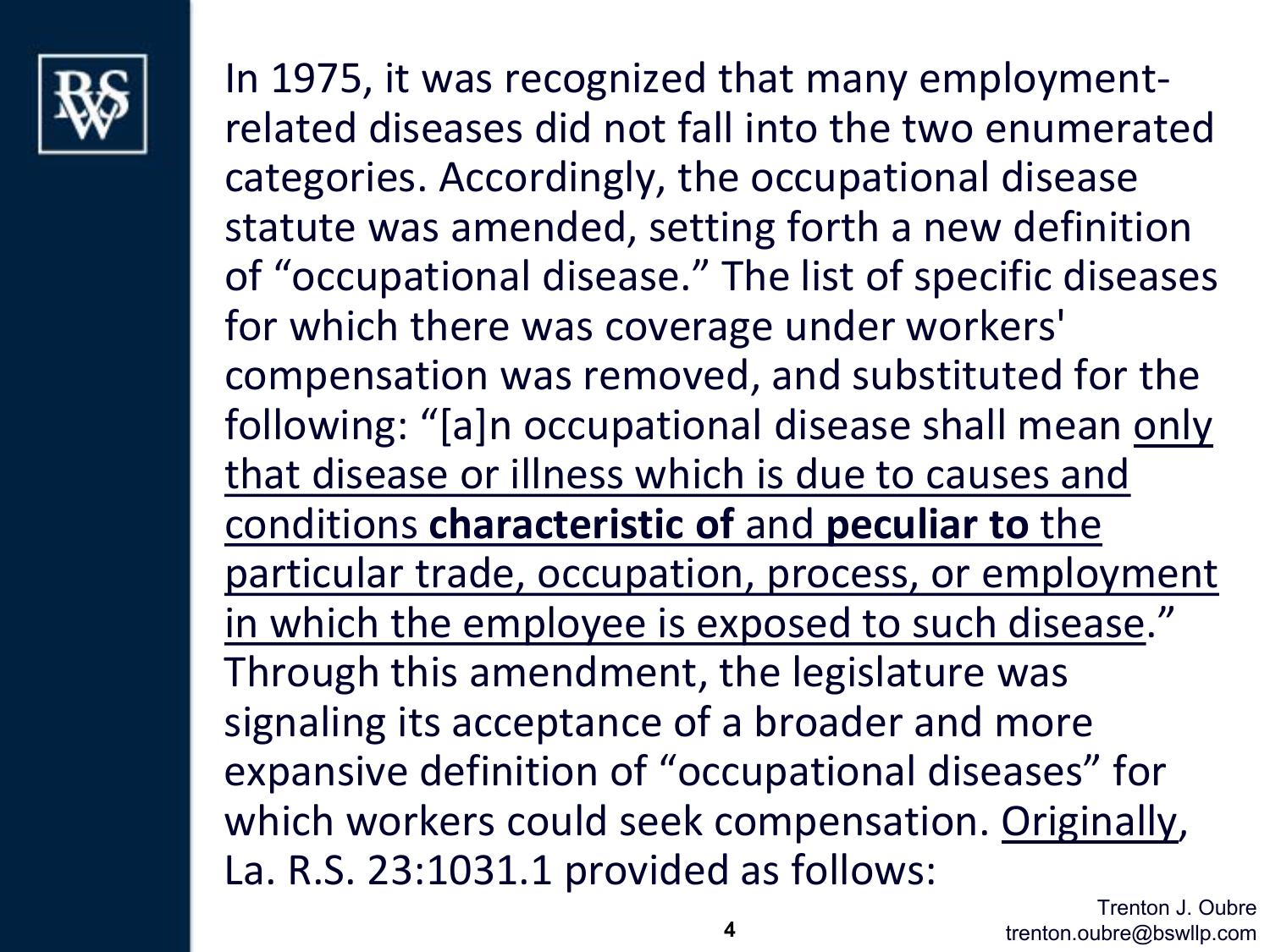In 1975, it was recognized that many employment-related diseases did not fall into the two enumerated categories. Accordingly, the occupational disease statute was amended, setting forth a new definition of "occupational disease." The list of specific diseases for which there was coverage under workers' compensation was removed, and substituted for the following: "[a]n occupational disease shall mean <u>only that disease or illness which is due to causes and conditions **characteristic of** and **peculiar to** the particular trade, occupation, process, or employment in which the employee is exposed to such disease</u>." Through this amendment, the legislature was signaling its acceptance of a broader and more expansive definition of "occupational diseases" for which workers could seek compensation. <u>Originally</u>, La. R.S. 23:1031.1 provided as follows: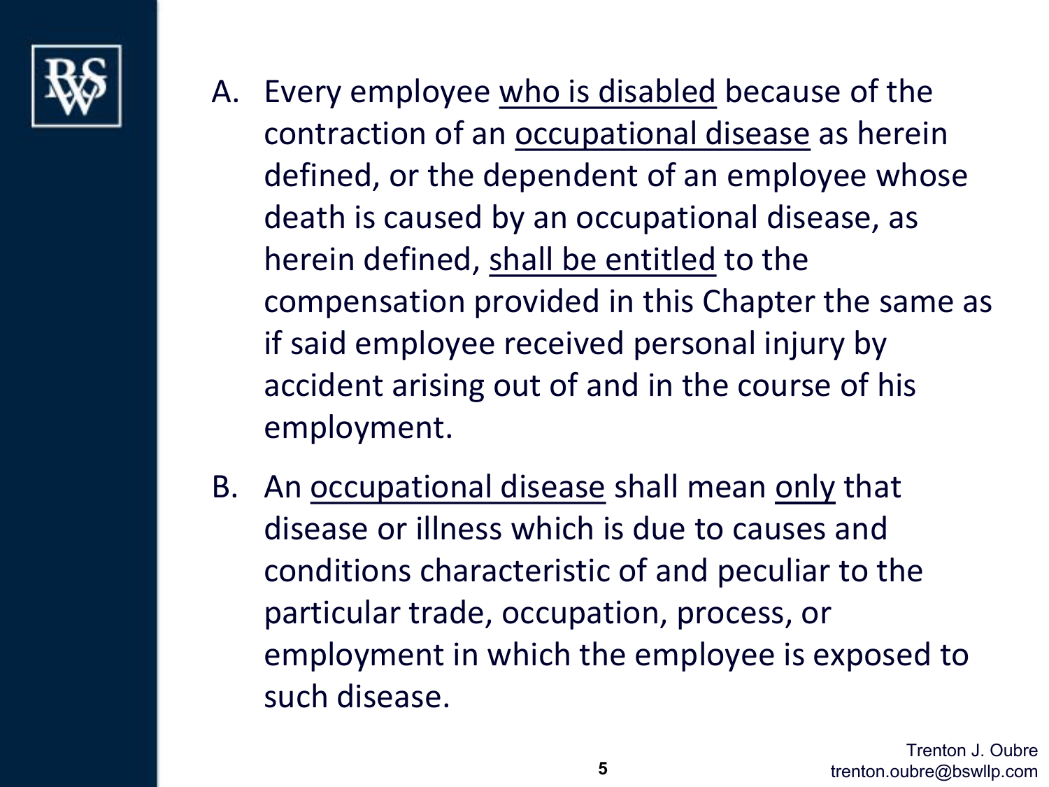A. Every employee <u>who is disabled</u> because of the contraction of an <u>occupational disease</u> as herein defined, or the dependent of an employee whose death is caused by an occupational disease, as herein defined, <u>shall be entitled</u> to the compensation provided in this Chapter the same as if said employee received personal injury by accident arising out of and in the course of his employment.

B. An <u>occupational disease</u> shall mean <u>only</u> that disease or illness which is due to causes and conditions characteristic of and peculiar to the particular trade, occupation, process, or employment in which the employee is exposed to such disease.

Trenton J. Oubre
trenton.oubre@bswllp.com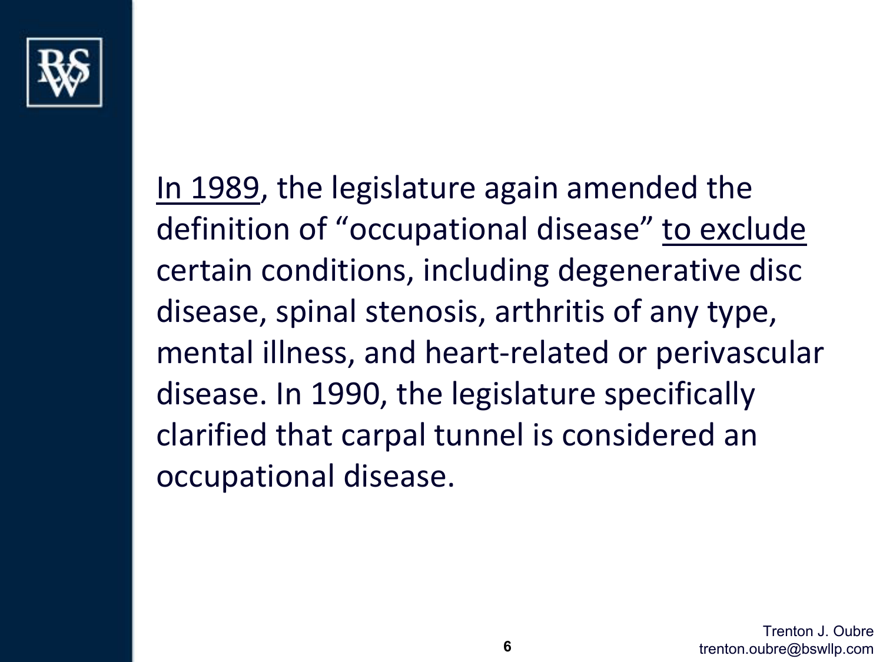<u>In 1989</u>, the legislature again amended the definition of "occupational disease" <u>to exclude</u> certain conditions, including degenerative disc disease, spinal stenosis, arthritis of any type, mental illness, and heart-related or perivascular disease. In 1990, the legislature specifically clarified that carpal tunnel is considered an occupational disease.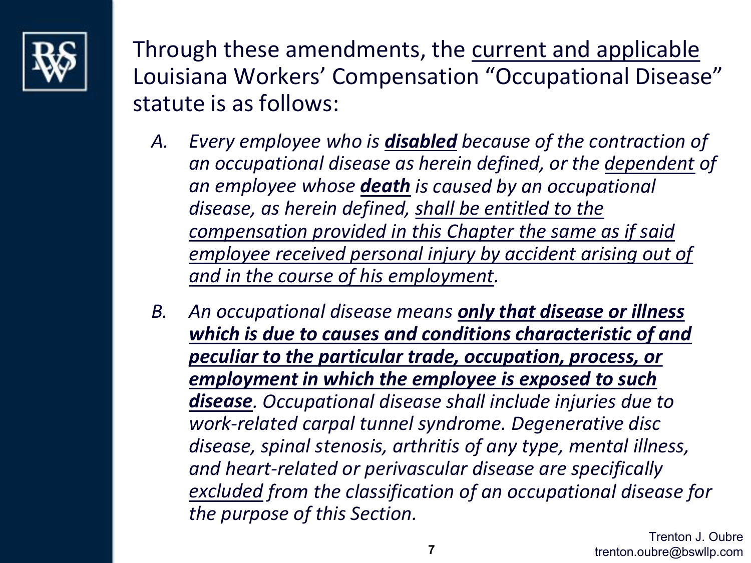Through these amendments, the <u>current and applicable</u> Louisiana Workers' Compensation "Occupational Disease" statute is as follows:

A. *Every employee who is **<u>disabled</u>** because of the contraction of an occupational disease as herein defined, or the <u>dependent</u> of an employee whose **<u>death</u>** is caused by an occupational disease, as herein defined, <u>shall be entitled to the compensation provided in this Chapter the same as if said employee received personal injury by accident arising out of and in the course of his employment</u>.*

B. *An occupational disease means **<u>only that disease or illness which is due to causes and conditions characteristic of and peculiar to the particular trade, occupation, process, or employment in which the employee is exposed to such disease</u>**. Occupational disease shall include injuries due to work-related carpal tunnel syndrome. Degenerative disc disease, spinal stenosis, arthritis of any type, mental illness, and heart-related or perivascular disease are specifically <u>excluded</u> from the classification of an occupational disease for the purpose of this Section.*

Trenton J. Oubre
trenton.oubre@bswllp.com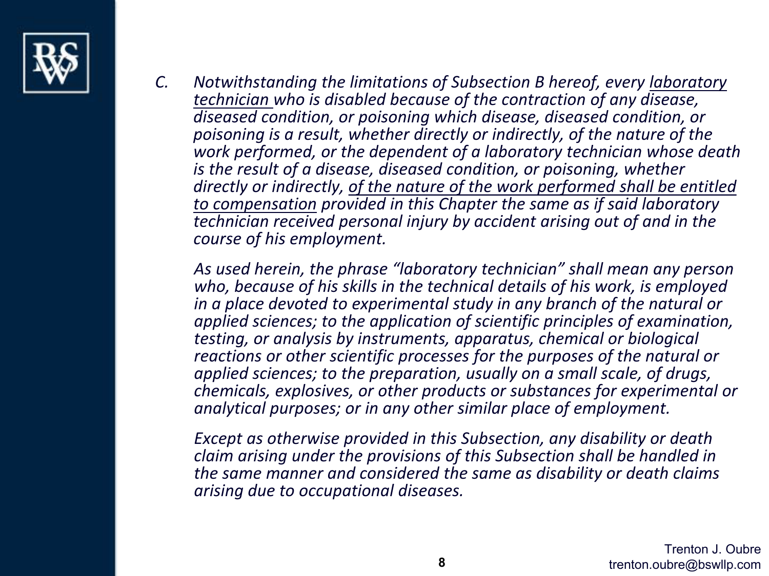*C. Notwithstanding the limitations of Subsection B hereof, every <u>laboratory technician</u> who is disabled because of the contraction of any disease, diseased condition, or poisoning which disease, diseased condition, or poisoning is a result, whether directly or indirectly, of the nature of the work performed, or the dependent of a laboratory technician whose death is the result of a disease, diseased condition, or poisoning, whether directly or indirectly, <u>of the nature of the work performed shall be entitled to compensation</u> provided in this Chapter the same as if said laboratory technician received personal injury by accident arising out of and in the course of his employment.*

*As used herein, the phrase "laboratory technician" shall mean any person who, because of his skills in the technical details of his work, is employed in a place devoted to experimental study in any branch of the natural or applied sciences; to the application of scientific principles of examination, testing, or analysis by instruments, apparatus, chemical or biological reactions or other scientific processes for the purposes of the natural or applied sciences; to the preparation, usually on a small scale, of drugs, chemicals, explosives, or other products or substances for experimental or analytical purposes; or in any other similar place of employment.*

*Except as otherwise provided in this Subsection, any disability or death claim arising under the provisions of this Subsection shall be handled in the same manner and considered the same as disability or death claims arising due to occupational diseases.*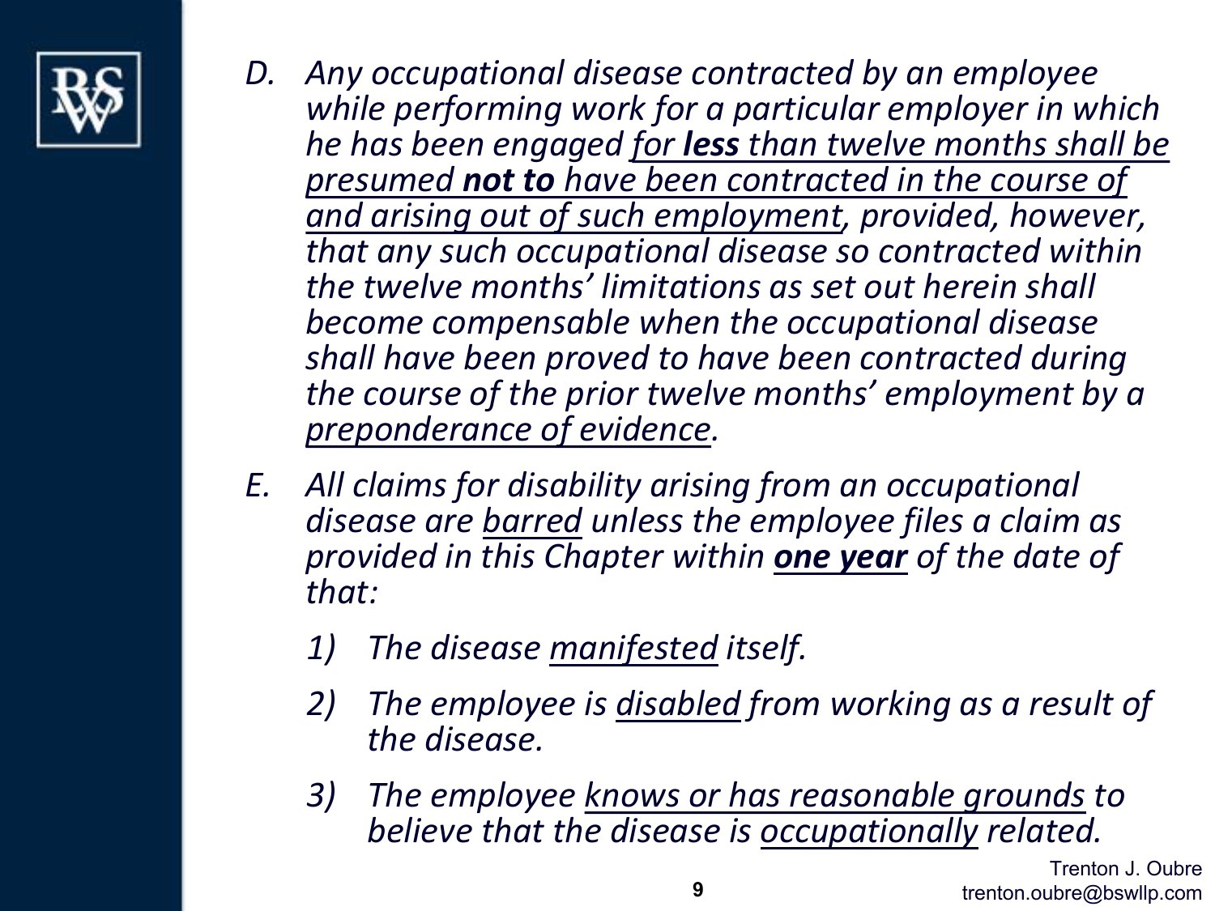*D. Any occupational disease contracted by an employee while performing work for a particular employer in which he has been engaged <u>for **less** than twelve months shall be presumed **not to** have been contracted in the course of and arising out of such employment</u>, provided, however, that any such occupational disease so contracted within the twelve months' limitations as set out herein shall become compensable when the occupational disease shall have been proved to have been contracted during the course of the prior twelve months' employment by a <u>preponderance of evidence</u>.*

*E. All claims for disability arising from an occupational disease are <u>barred</u> unless the employee files a claim as provided in this Chapter within <u>**one year**</u> of the date of that:*

1. *The disease <u>manifested</u> itself.*
2. *The employee is <u>disabled</u> from working as a result of the disease.*
3. *The employee <u>knows or has reasonable grounds</u> to believe that the disease is <u>occupationally</u> related.*

Trenton J. Oubre
trenton.oubre@bswllp.com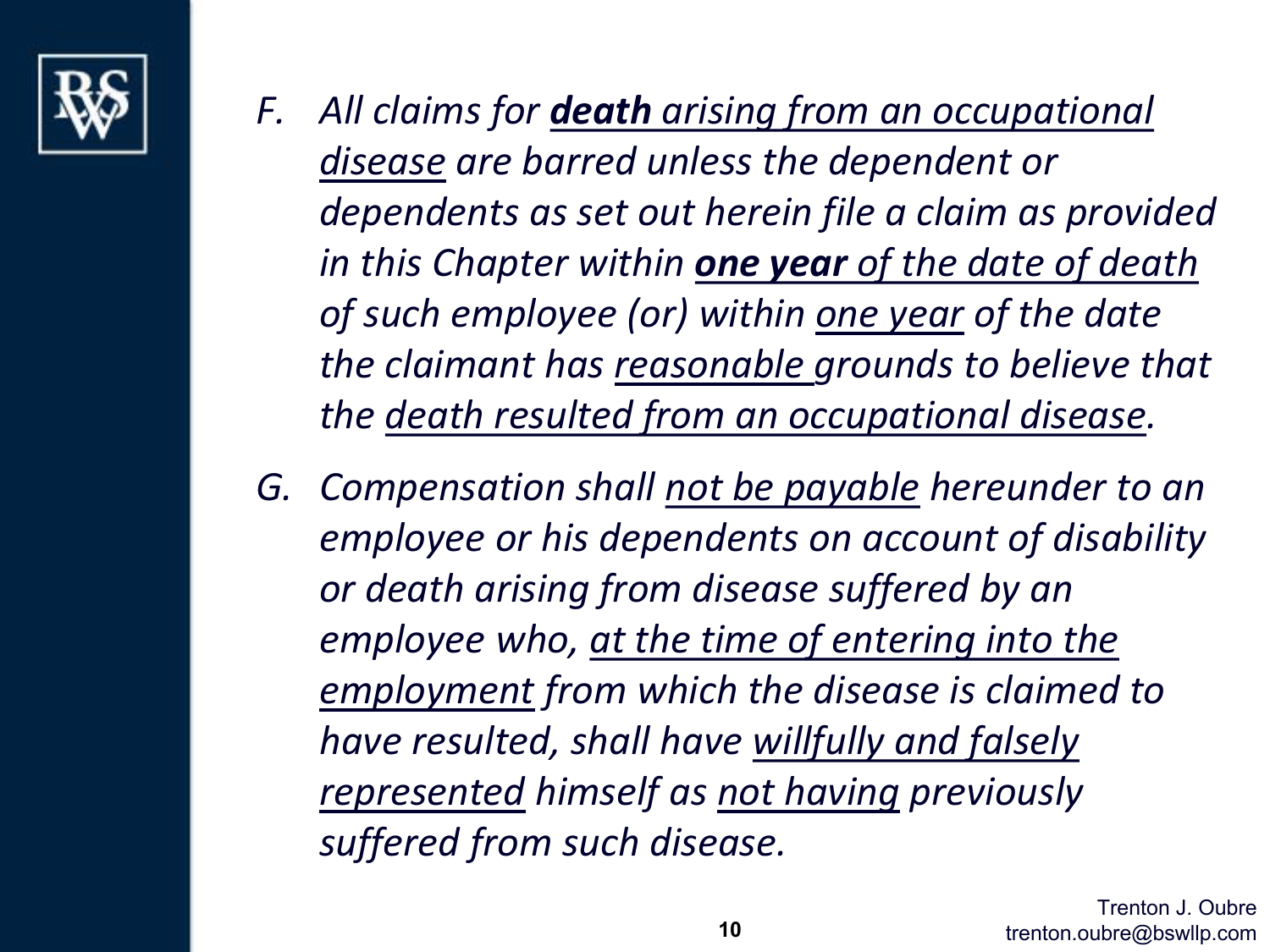F. *All claims for **death** arising from an occupational disease are barred unless the dependent or dependents as set out herein file a claim as provided in this Chapter within **one year** of the date of death of such employee (or) within one year of the date the claimant has reasonable grounds to believe that the death resulted from an occupational disease.*

G. *Compensation shall not be payable hereunder to an employee or his dependents on account of disability or death arising from disease suffered by an employee who, at the time of entering into the employment from which the disease is claimed to have resulted, shall have willfully and falsely represented himself as not having previously suffered from such disease.*

Trenton J. Oubre
trenton.oubre@bswllp.com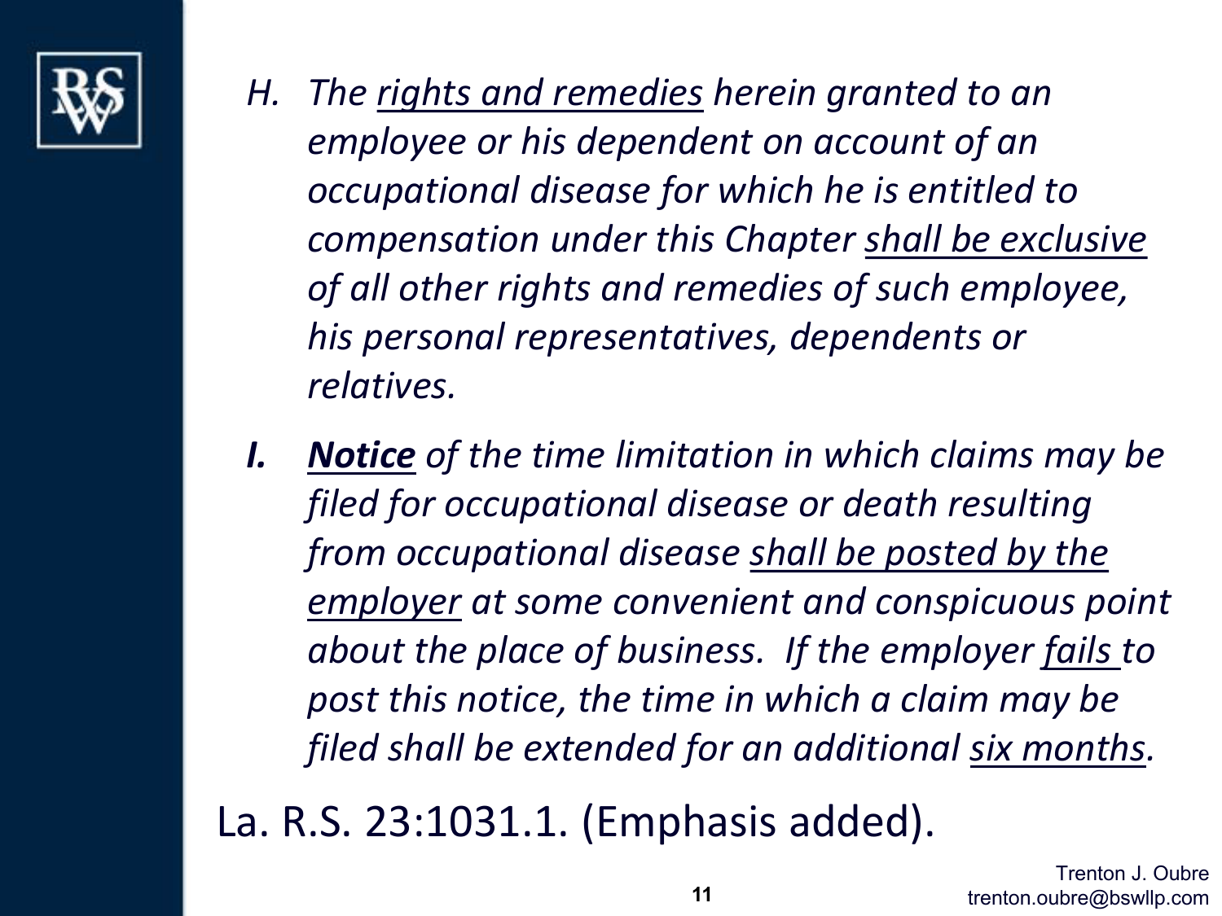*H. The <u>rights and remedies</u> herein granted to an employee or his dependent on account of an occupational disease for which he is entitled to compensation under this Chapter <u>shall be exclusive</u> of all other rights and remedies of such employee, his personal representatives, dependents or relatives.*

***I.*** ***<u>Notice</u>*** *of the time limitation in which claims may be filed for occupational disease or death resulting from occupational disease <u>shall be posted by the employer</u> at some convenient and conspicuous point about the place of business. If the employer <u>fails</u> to post this notice, the time in which a claim may be filed shall be extended for an additional <u>six months</u>.*

La. R.S. 23:1031.1. (Emphasis added).

Trenton J. Oubre
trenton.oubre@bswllp.com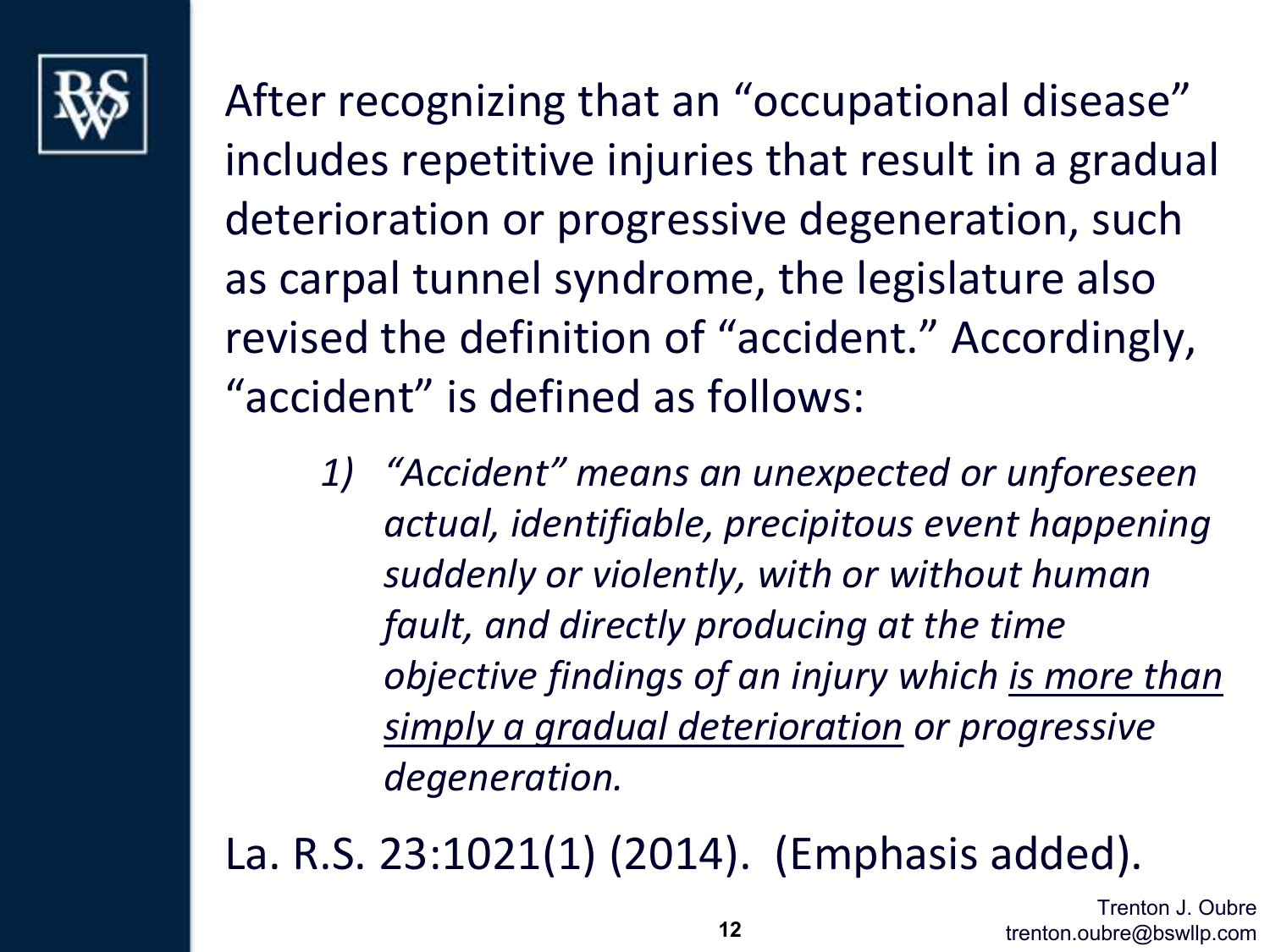After recognizing that an "occupational disease" includes repetitive injuries that result in a gradual deterioration or progressive degeneration, such as carpal tunnel syndrome, the legislature also revised the definition of "accident." Accordingly, "accident" is defined as follows:

> 1) *"Accident" means an unexpected or unforeseen actual, identifiable, precipitous event happening suddenly or violently, with or without human fault, and directly producing at the time objective findings of an injury which <u>is more than simply a gradual deterioration</u> or progressive degeneration.*

La. R.S. 23:1021(1) (2014). (Emphasis added).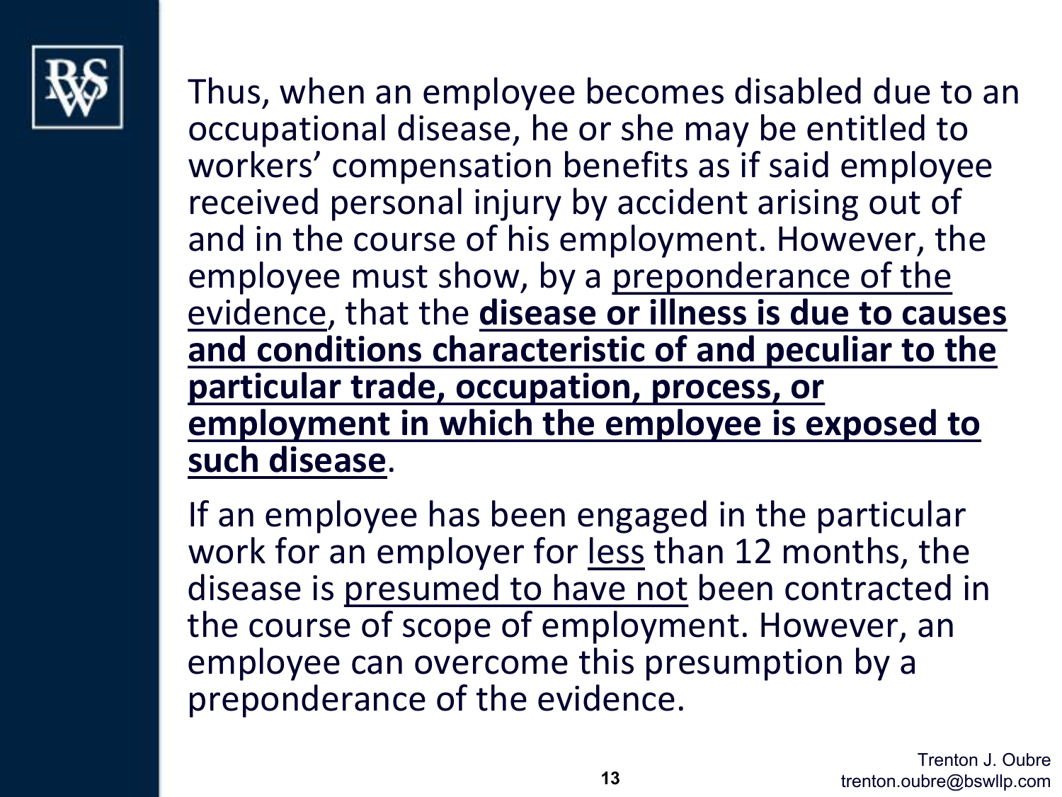Thus, when an employee becomes disabled due to an occupational disease, he or she may be entitled to workers' compensation benefits as if said employee received personal injury by accident arising out of and in the course of his employment. However, the employee must show, by a <u>preponderance of the evidence</u>, that the <u>**disease or illness is due to causes and conditions characteristic of and peculiar to the particular trade, occupation, process, or employment in which the employee is exposed to such disease**</u>.

If an employee has been engaged in the particular work for an employer for <u>less</u> than 12 months, the disease is <u>presumed to have not</u> been contracted in the course of scope of employment. However, an employee can overcome this presumption by a preponderance of the evidence.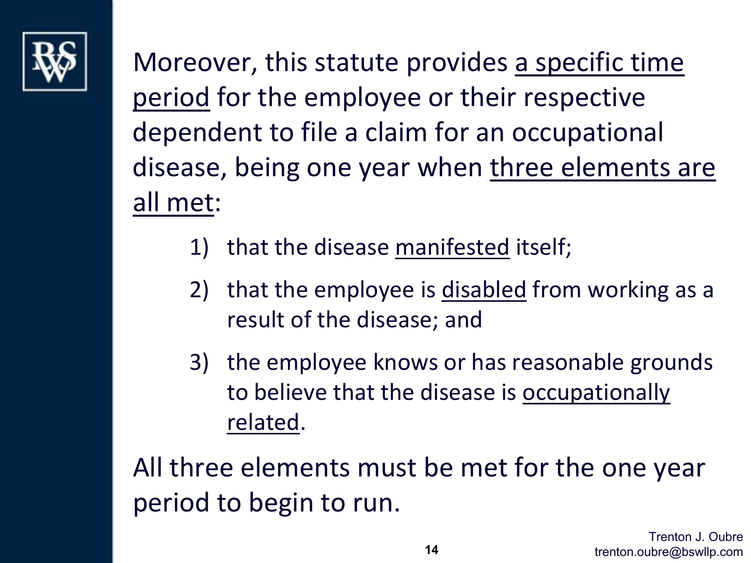Moreover, this statute provides a specific time period for the employee or their respective dependent to file a claim for an occupational disease, being one year when three elements are all met:

1) that the disease manifested itself;
2) that the employee is disabled from working as a result of the disease; and
3) the employee knows or has reasonable grounds to believe that the disease is occupationally related.

All three elements must be met for the one year period to begin to run.

Trenton J. Oubre
trenton.oubre@bswllp.com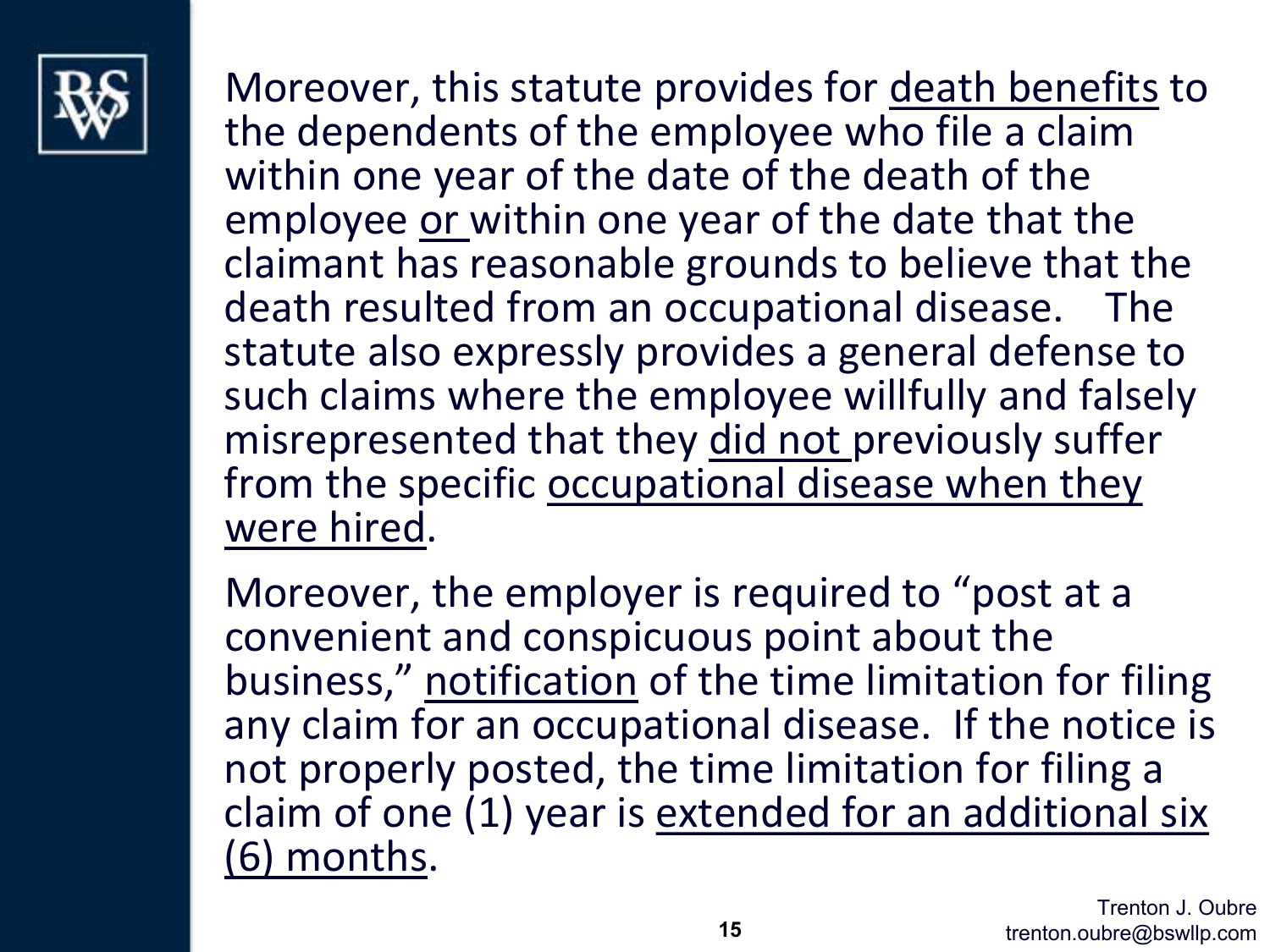Moreover, this statute provides for <u>death benefits</u> to the dependents of the employee who file a claim within one year of the date of the death of the employee <u>or</u> within one year of the date that the claimant has reasonable grounds to believe that the death resulted from an occupational disease. The statute also expressly provides a general defense to such claims where the employee willfully and falsely misrepresented that they <u>did not</u> previously suffer from the specific <u>occupational disease when they were hired</u>.

Moreover, the employer is required to "post at a convenient and conspicuous point about the business," <u>notification</u> of the time limitation for filing any claim for an occupational disease. If the notice is not properly posted, the time limitation for filing a claim of one (1) year is <u>extended for an additional six (6) months</u>.

Trenton J. Oubre
trenton.oubre@bswllp.com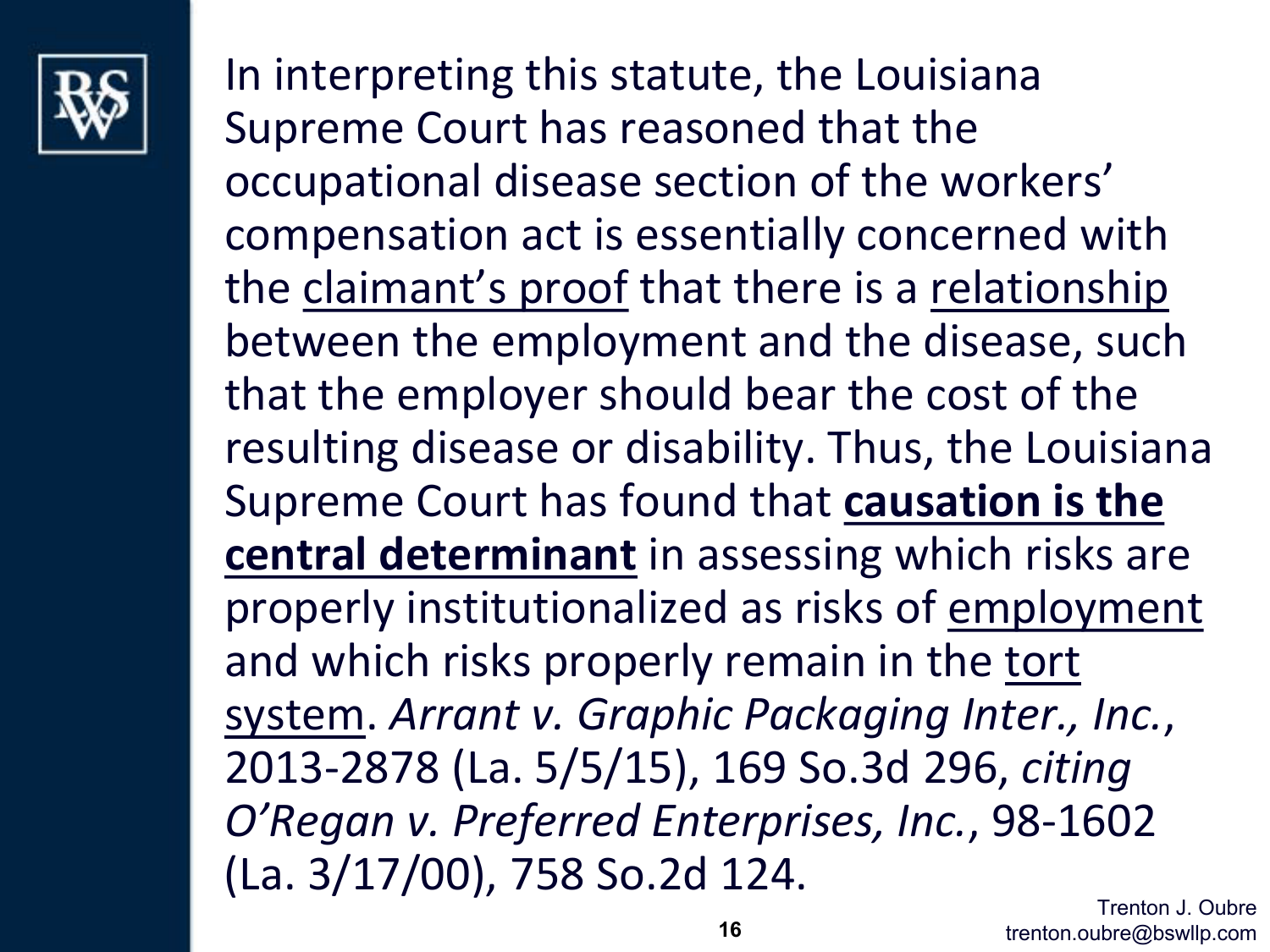In interpreting this statute, the Louisiana Supreme Court has reasoned that the occupational disease section of the workers' compensation act is essentially concerned with the <u>claimant's proof</u> that there is a <u>relationship</u> between the employment and the disease, such that the employer should bear the cost of the resulting disease or disability. Thus, the Louisiana Supreme Court has found that **<u>causation is the central determinant</u>** in assessing which risks are properly institutionalized as risks of <u>employment</u> and which risks properly remain in the <u>tort system</u>. *Arrant v. Graphic Packaging Inter., Inc.*, 2013-2878 (La. 5/5/15), 169 So.3d 296, *citing O'Regan v. Preferred Enterprises, Inc.*, 98-1602 (La. 3/17/00), 758 So.2d 124.

Trenton J. Oubre
trenton.oubre@bswllp.com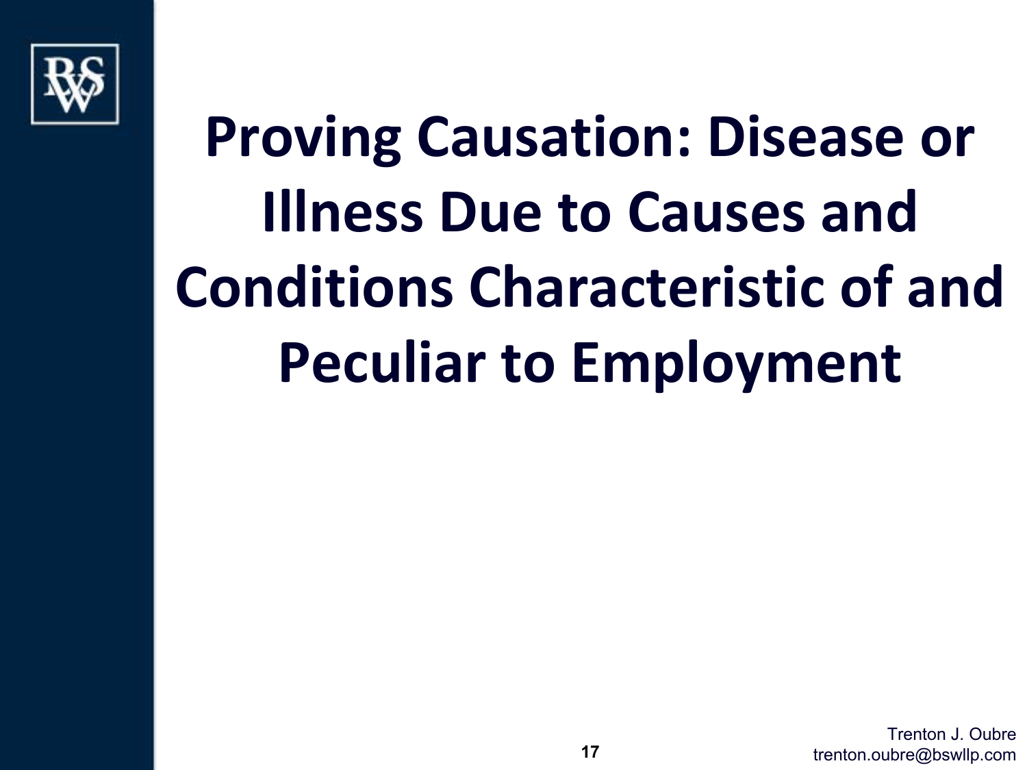# Proving Causation: Disease or Illness Due to Causes and Conditions Characteristic of and Peculiar to Employment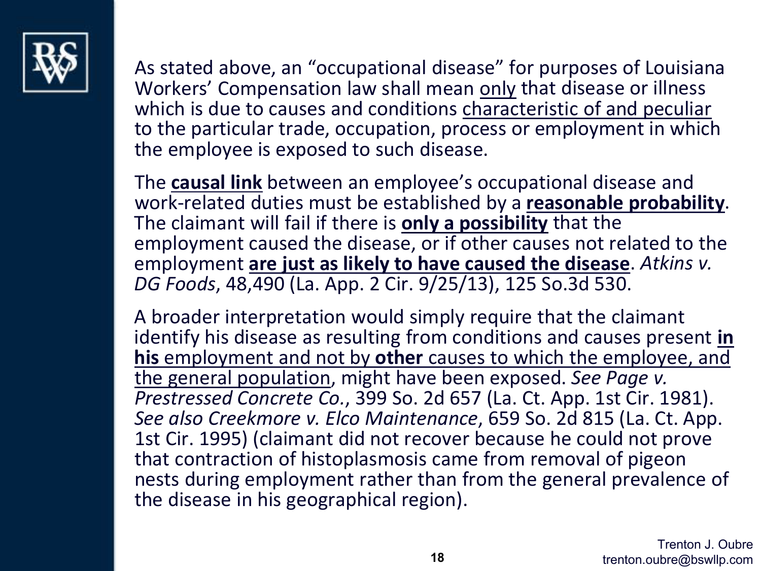As stated above, an "occupational disease" for purposes of Louisiana Workers' Compensation law shall mean <u>only</u> that disease or illness which is due to causes and conditions <u>characteristic of and peculiar</u> to the particular trade, occupation, process or employment in which the employee is exposed to such disease.

The **<u>causal link</u>** between an employee's occupational disease and work-related duties must be established by a **<u>reasonable probability</u>**. The claimant will fail if there is **<u>only a possibility</u>** that the employment caused the disease, or if other causes not related to the employment **<u>are just as likely to have caused the disease</u>**. *Atkins v. DG Foods*, 48,490 (La. App. 2 Cir. 9/25/13), 125 So.3d 530.

A broader interpretation would simply require that the claimant identify his disease as resulting from conditions and causes present <u>**in his** employment and not by **other** causes to which the employee, and the general population</u>, might have been exposed. *See Page v. Prestressed Concrete Co.*, 399 So. 2d 657 (La. Ct. App. 1st Cir. 1981). *See also Creekmore v. Elco Maintenance*, 659 So. 2d 815 (La. Ct. App. 1st Cir. 1995) (claimant did not recover because he could not prove that contraction of histoplasmosis came from removal of pigeon nests during employment rather than from the general prevalence of the disease in his geographical region).

Trenton J. Oubre
trenton.oubre@bswllp.com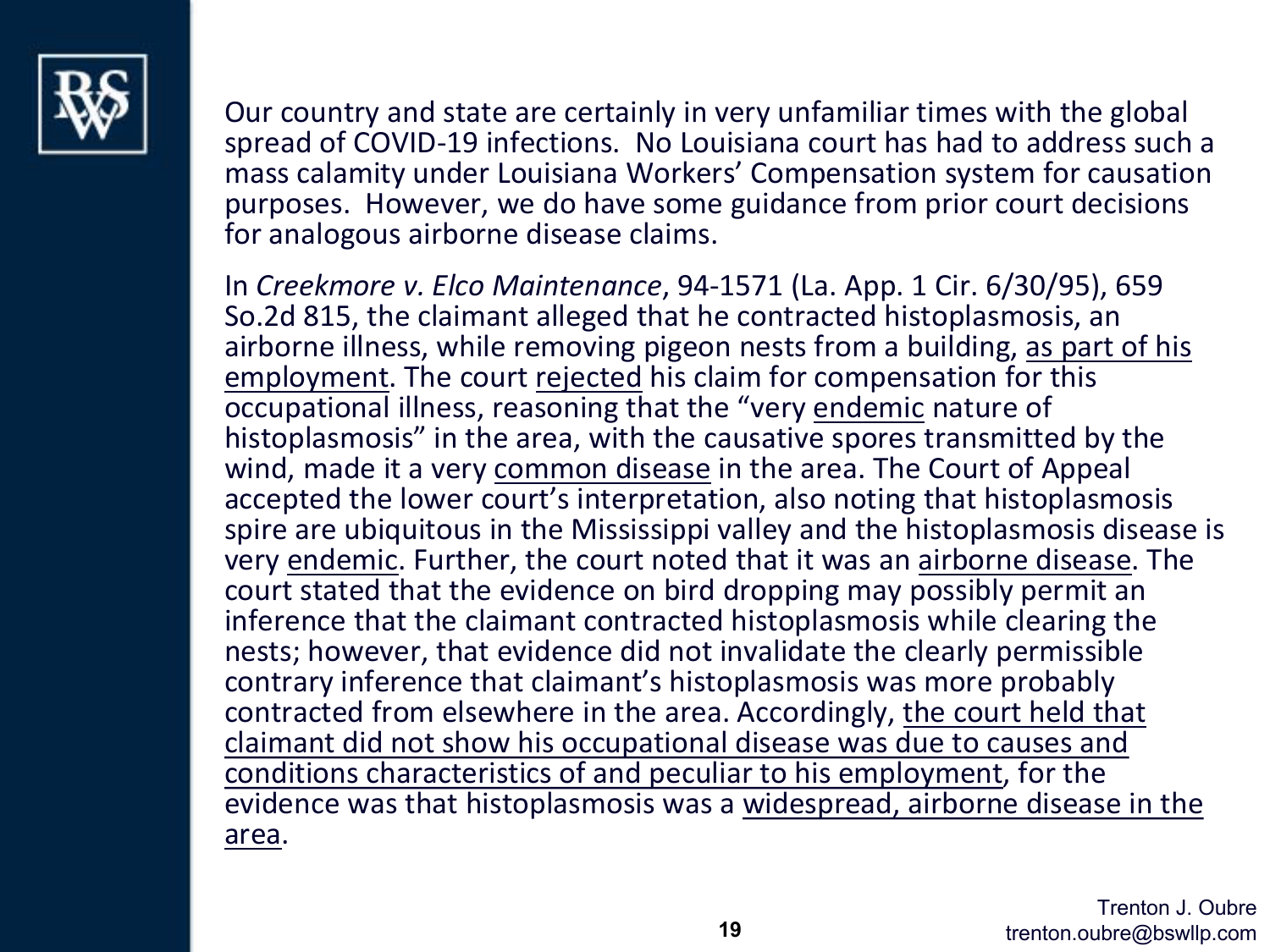Our country and state are certainly in very unfamiliar times with the global spread of COVID-19 infections. No Louisiana court has had to address such a mass calamity under Louisiana Workers' Compensation system for causation purposes. However, we do have some guidance from prior court decisions for analogous airborne disease claims.

In *Creekmore v. Elco Maintenance*, 94-1571 (La. App. 1 Cir. 6/30/95), 659 So.2d 815, the claimant alleged that he contracted histoplasmosis, an airborne illness, while removing pigeon nests from a building, <u>as part of his employment</u>. The court <u>rejected</u> his claim for compensation for this occupational illness, reasoning that the "very <u>endemic</u> nature of histoplasmosis" in the area, with the causative spores transmitted by the wind, made it a very <u>common disease</u> in the area. The Court of Appeal accepted the lower court's interpretation, also noting that histoplasmosis spire are ubiquitous in the Mississippi valley and the histoplasmosis disease is very <u>endemic</u>. Further, the court noted that it was an <u>airborne disease</u>. The court stated that the evidence on bird dropping may possibly permit an inference that the claimant contracted histoplasmosis while clearing the nests; however, that evidence did not invalidate the clearly permissible contrary inference that claimant's histoplasmosis was more probably contracted from elsewhere in the area. Accordingly, <u>the court held that claimant did not show his occupational disease was due to causes and conditions characteristics of and peculiar to his employment</u>, for the evidence was that histoplasmosis was a <u>widespread, airborne disease in the area</u>.

Trenton J. Oubre
trenton.oubre@bswllp.com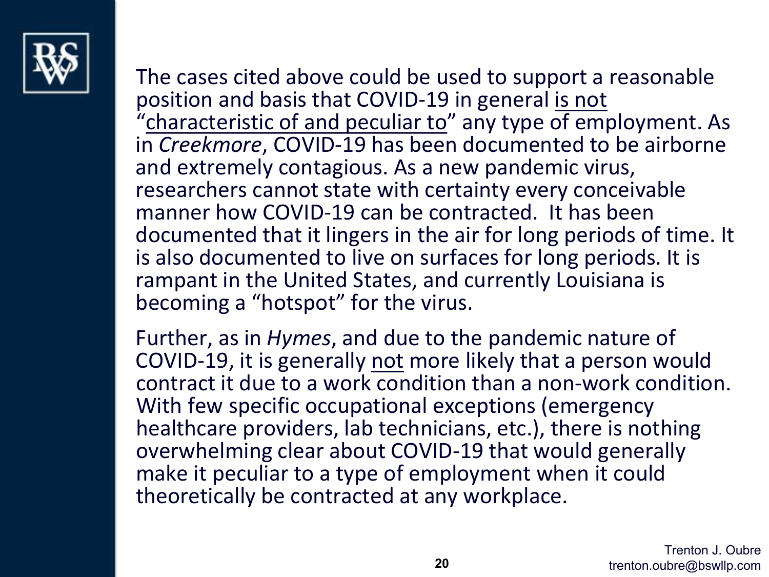The cases cited above could be used to support a reasonable position and basis that COVID-19 in general <u>is not</u> "<u>characteristic of and peculiar to</u>" any type of employment. As in *Creekmore*, COVID-19 has been documented to be airborne and extremely contagious. As a new pandemic virus, researchers cannot state with certainty every conceivable manner how COVID-19 can be contracted. It has been documented that it lingers in the air for long periods of time. It is also documented to live on surfaces for long periods. It is rampant in the United States, and currently Louisiana is becoming a "hotspot" for the virus.

Further, as in *Hymes*, and due to the pandemic nature of COVID-19, it is generally <u>not</u> more likely that a person would contract it due to a work condition than a non-work condition. With few specific occupational exceptions (emergency healthcare providers, lab technicians, etc.), there is nothing overwhelming clear about COVID-19 that would generally make it peculiar to a type of employment when it could theoretically be contracted at any workplace.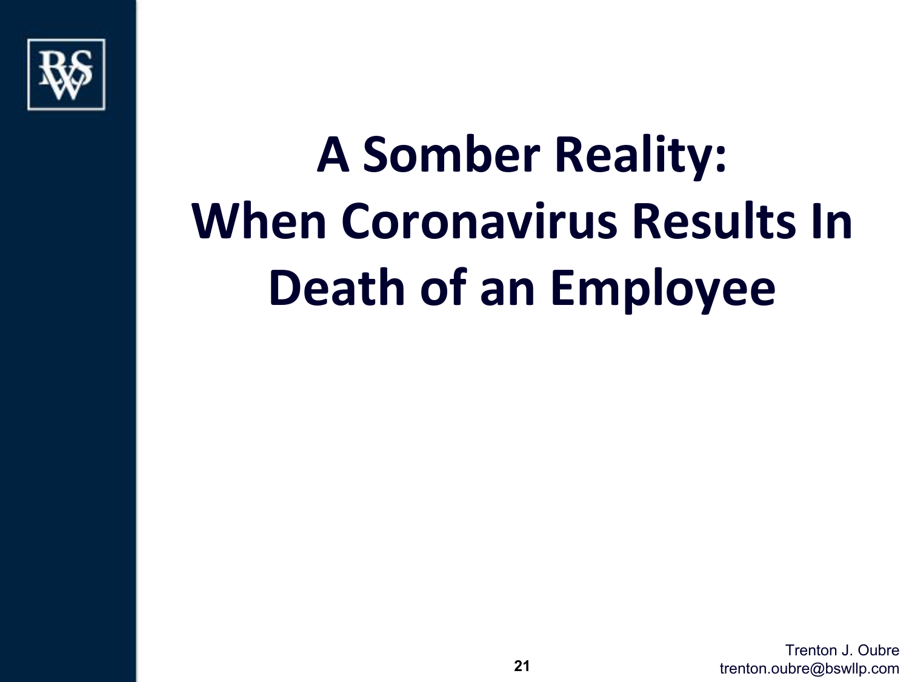# A Somber Reality: When Coronavirus Results In Death of an Employee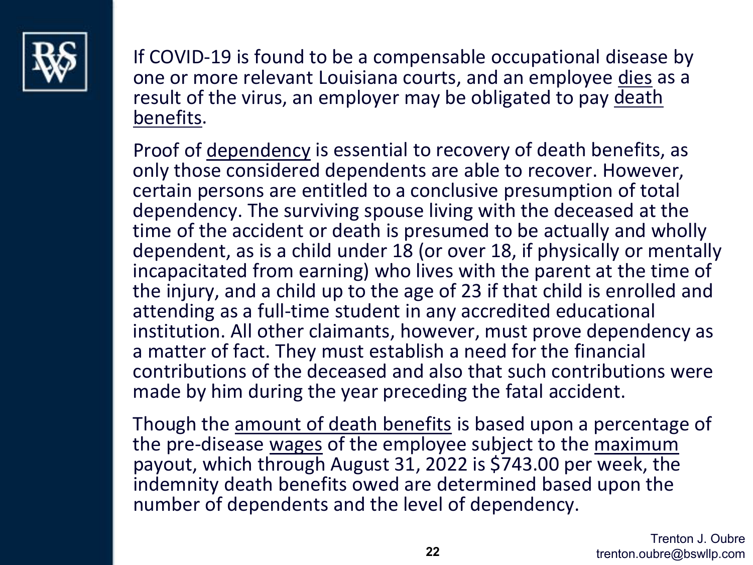If COVID-19 is found to be a compensable occupational disease by one or more relevant Louisiana courts, and an employee dies as a result of the virus, an employer may be obligated to pay death benefits.

Proof of dependency is essential to recovery of death benefits, as only those considered dependents are able to recover. However, certain persons are entitled to a conclusive presumption of total dependency. The surviving spouse living with the deceased at the time of the accident or death is presumed to be actually and wholly dependent, as is a child under 18 (or over 18, if physically or mentally incapacitated from earning) who lives with the parent at the time of the injury, and a child up to the age of 23 if that child is enrolled and attending as a full-time student in any accredited educational institution. All other claimants, however, must prove dependency as a matter of fact. They must establish a need for the financial contributions of the deceased and also that such contributions were made by him during the year preceding the fatal accident.

Though the amount of death benefits is based upon a percentage of the pre-disease wages of the employee subject to the maximum payout, which through August 31, 2022 is $743.00 per week, the indemnity death benefits owed are determined based upon the number of dependents and the level of dependency.

Trenton J. Oubre
trenton.oubre@bswllp.com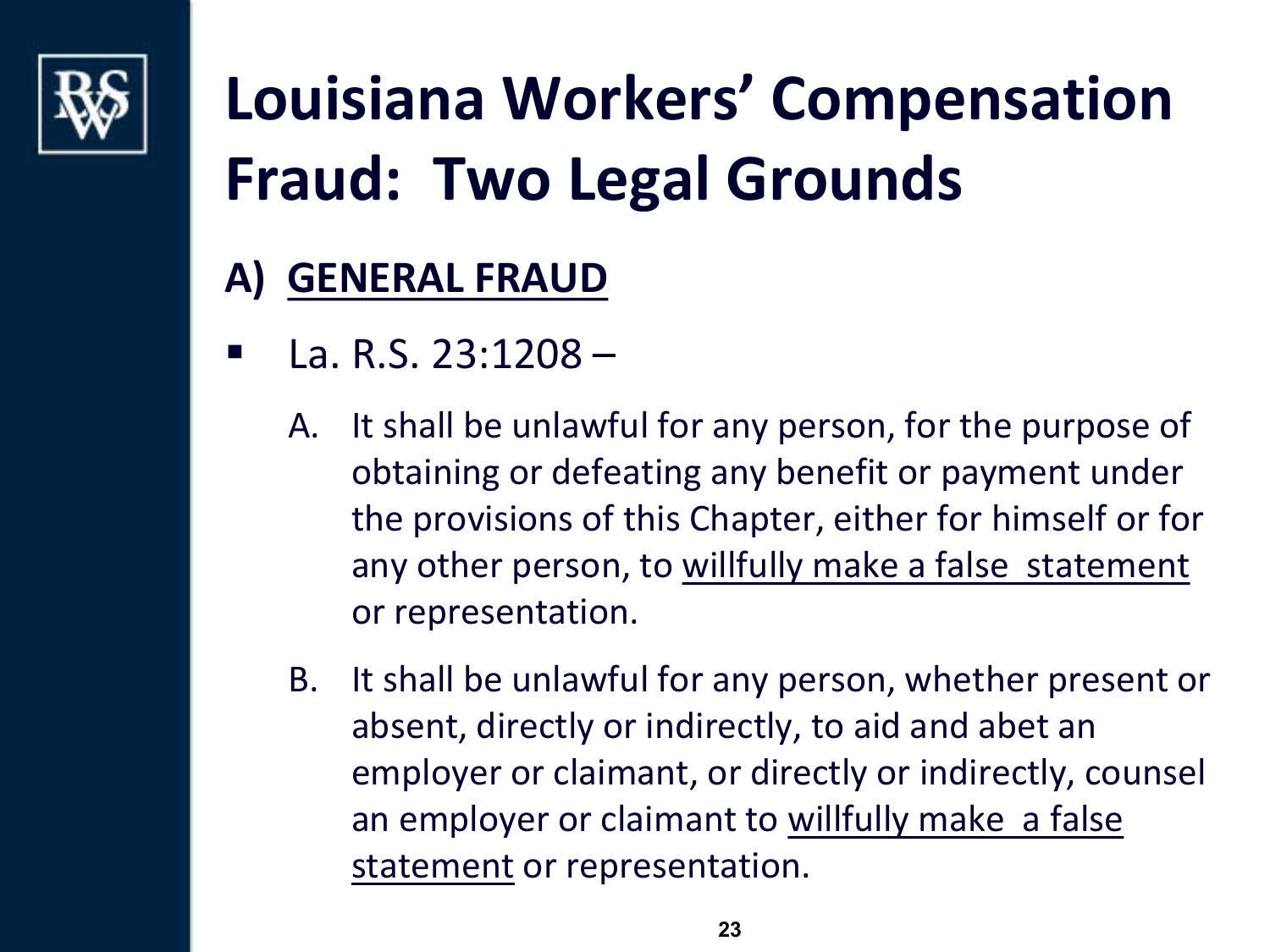# Louisiana Workers' Compensation Fraud: Two Legal Grounds

## A) GENERAL FRAUD

- La. R.S. 23:1208 –

  A. It shall be unlawful for any person, for the purpose of obtaining or defeating any benefit or payment under the provisions of this Chapter, either for himself or for any other person, to <u>willfully make a false statement</u> or representation.

  B. It shall be unlawful for any person, whether present or absent, directly or indirectly, to aid and abet an employer or claimant, or directly or indirectly, counsel an employer or claimant to <u>willfully make a false statement</u> or representation.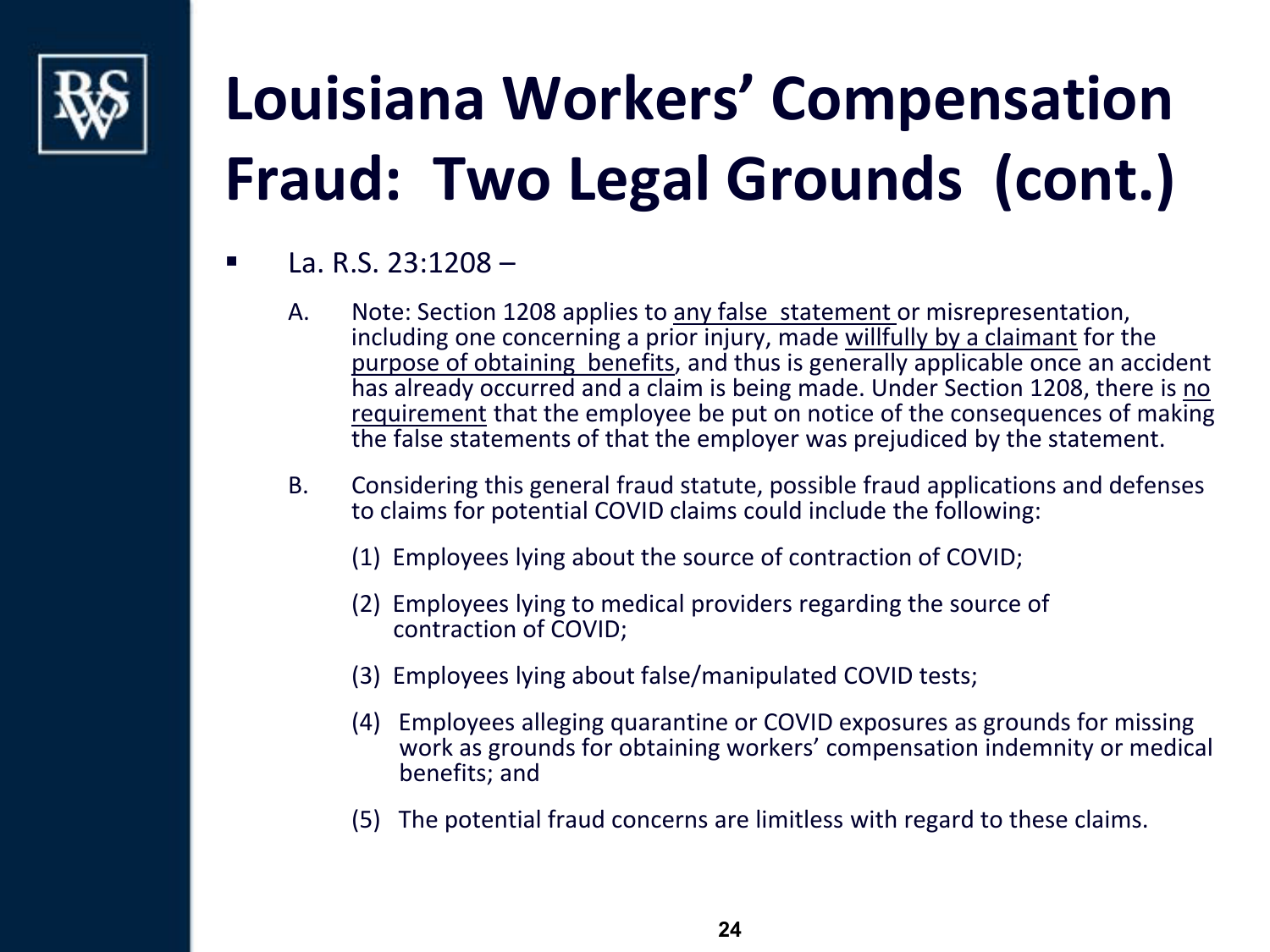# Louisiana Workers' Compensation Fraud: Two Legal Grounds (cont.)

- La. R.S. 23:1208 –

  A. Note: Section 1208 applies to <u>any false statement</u> or misrepresentation, including one concerning a prior injury, made <u>willfully by a claimant</u> for the <u>purpose of obtaining benefits</u>, and thus is generally applicable once an accident has already occurred and a claim is being made. Under Section 1208, there is <u>no requirement</u> that the employee be put on notice of the consequences of making the false statements of that the employer was prejudiced by the statement.

  B. Considering this general fraud statute, possible fraud applications and defenses to claims for potential COVID claims could include the following:

     (1) Employees lying about the source of contraction of COVID;

     (2) Employees lying to medical providers regarding the source of contraction of COVID;

     (3) Employees lying about false/manipulated COVID tests;

     (4) Employees alleging quarantine or COVID exposures as grounds for missing work as grounds for obtaining workers' compensation indemnity or medical benefits; and

     (5) The potential fraud concerns are limitless with regard to these claims.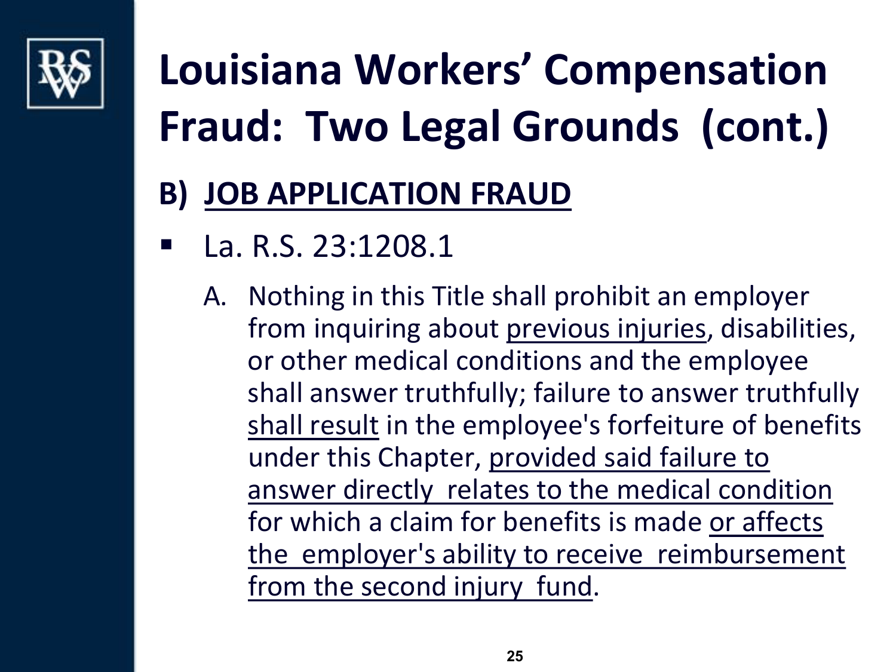# Louisiana Workers' Compensation Fraud: Two Legal Grounds (cont.)

## B) <u>JOB APPLICATION FRAUD</u>

- La. R.S. 23:1208.1

  A. Nothing in this Title shall prohibit an employer from inquiring about <u>previous injuries</u>, disabilities, or other medical conditions and the employee shall answer truthfully; failure to answer truthfully <u>shall result</u> in the employee's forfeiture of benefits under this Chapter, <u>provided said failure to answer directly relates to the medical condition</u> for which a claim for benefits is made <u>or affects the employer's ability to receive reimbursement from the second injury fund</u>.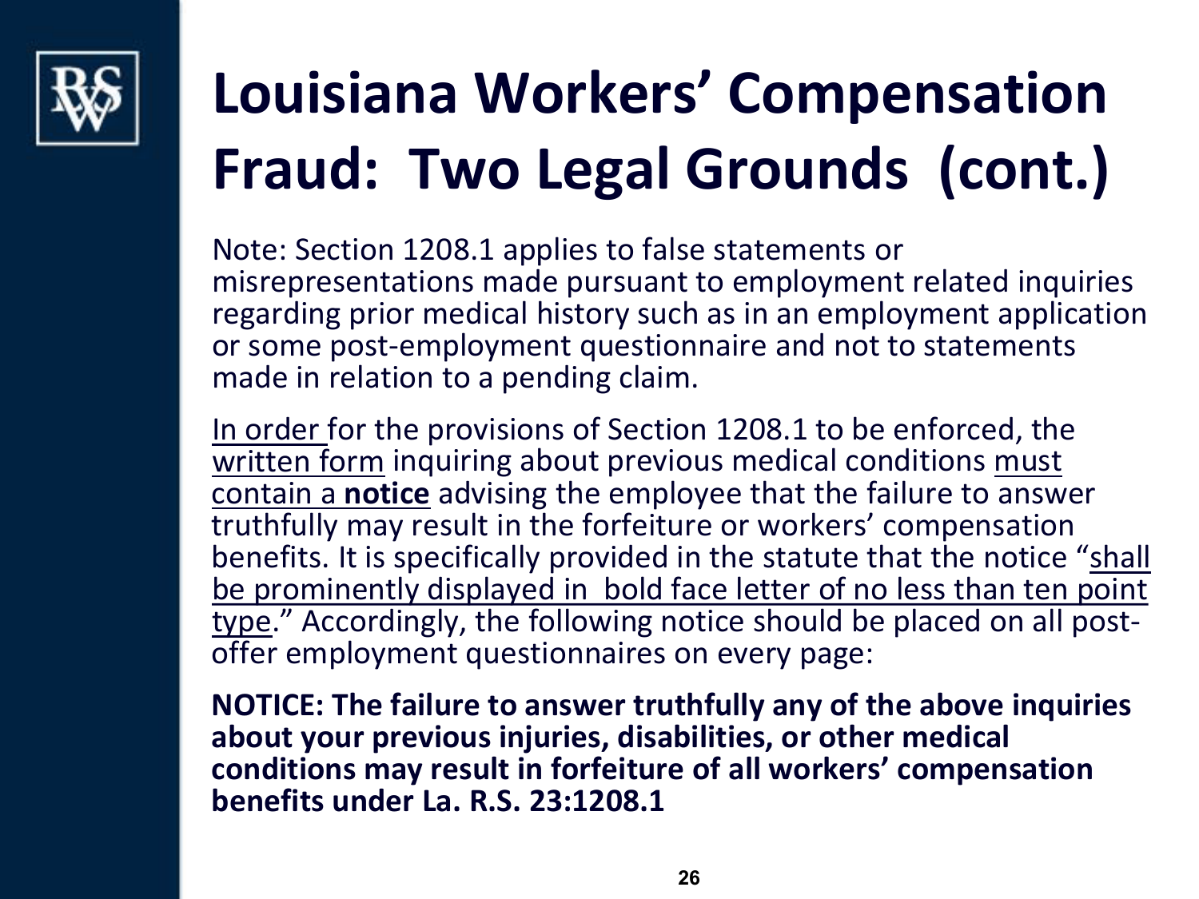# Louisiana Workers' Compensation Fraud: Two Legal Grounds (cont.)

Note: Section 1208.1 applies to false statements or misrepresentations made pursuant to employment related inquiries regarding prior medical history such as in an employment application or some post-employment questionnaire and not to statements made in relation to a pending claim.

<u>In order</u> for the provisions of Section 1208.1 to be enforced, the <u>written form</u> inquiring about previous medical conditions <u>must contain a **notice**</u> advising the employee that the failure to answer truthfully may result in the forfeiture or workers' compensation benefits. It is specifically provided in the statute that the notice "<u>shall be prominently displayed in bold face letter of no less than ten point type</u>." Accordingly, the following notice should be placed on all post-offer employment questionnaires on every page:

**NOTICE: The failure to answer truthfully any of the above inquiries about your previous injuries, disabilities, or other medical conditions may result in forfeiture of all workers' compensation benefits under La. R.S. 23:1208.1**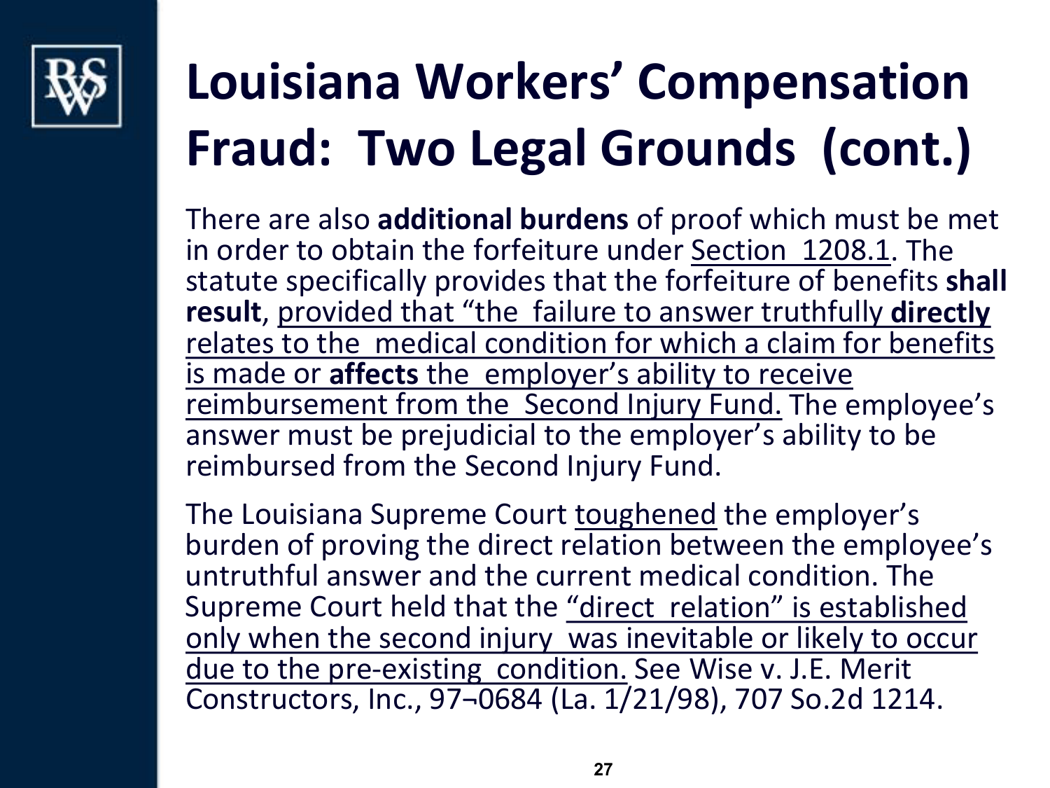# Louisiana Workers' Compensation Fraud: Two Legal Grounds (cont.)

There are also **additional burdens** of proof which must be met in order to obtain the forfeiture under Section 1208.1. The statute specifically provides that the forfeiture of benefits **shall result**, provided that "the failure to answer truthfully **directly** relates to the medical condition for which a claim for benefits is made or **affects** the employer's ability to receive reimbursement from the Second Injury Fund. The employee's answer must be prejudicial to the employer's ability to be reimbursed from the Second Injury Fund.

The Louisiana Supreme Court toughened the employer's burden of proving the direct relation between the employee's untruthful answer and the current medical condition. The Supreme Court held that the "direct relation" is established only when the second injury was inevitable or likely to occur due to the pre-existing condition. See Wise v. J.E. Merit Constructors, Inc., 97¬0684 (La. 1/21/98), 707 So.2d 1214.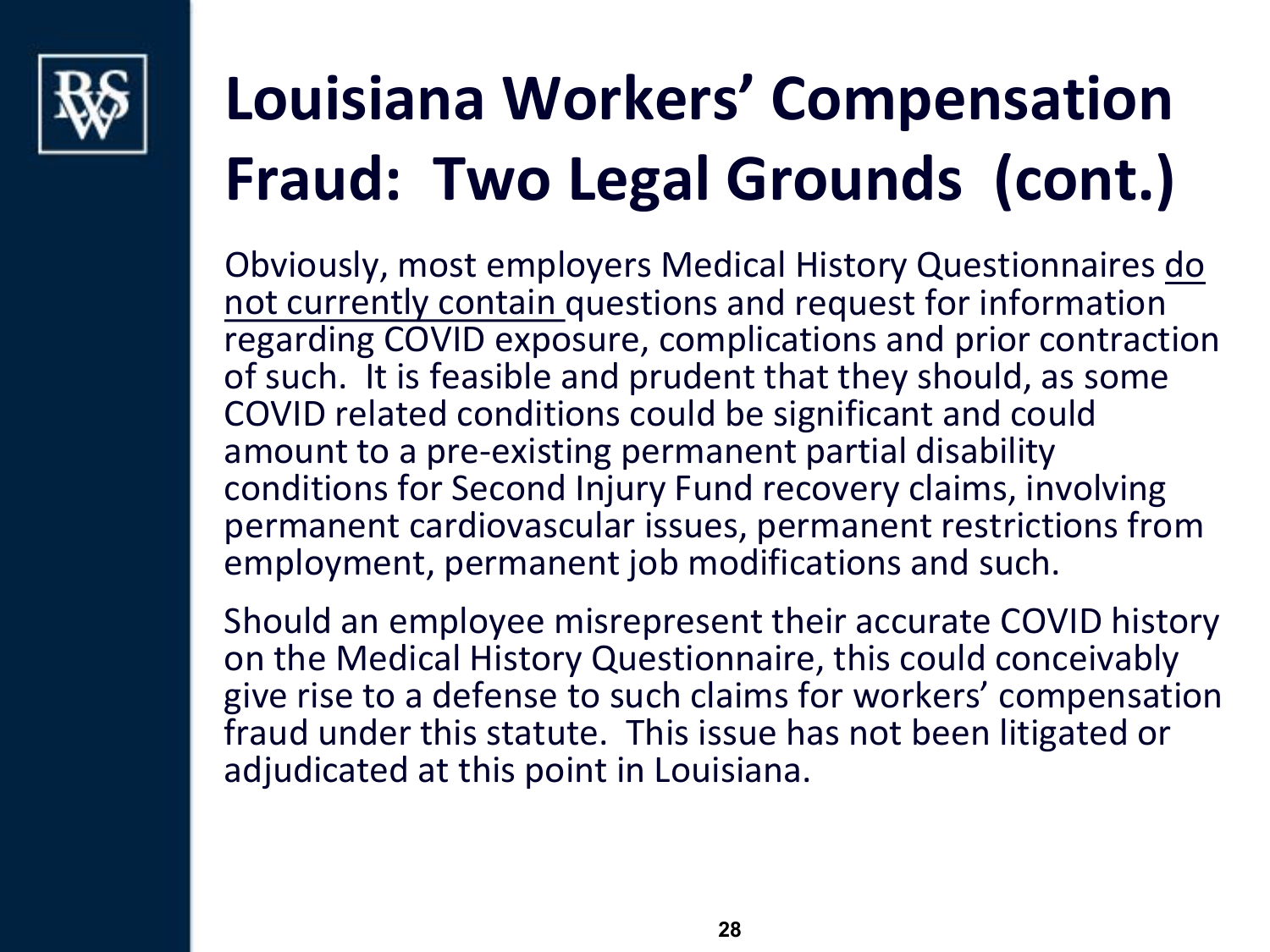# Louisiana Workers' Compensation Fraud: Two Legal Grounds (cont.)

Obviously, most employers Medical History Questionnaires do not currently contain questions and request for information regarding COVID exposure, complications and prior contraction of such. It is feasible and prudent that they should, as some COVID related conditions could be significant and could amount to a pre-existing permanent partial disability conditions for Second Injury Fund recovery claims, involving permanent cardiovascular issues, permanent restrictions from employment, permanent job modifications and such.

Should an employee misrepresent their accurate COVID history on the Medical History Questionnaire, this could conceivably give rise to a defense to such claims for workers' compensation fraud under this statute. This issue has not been litigated or adjudicated at this point in Louisiana.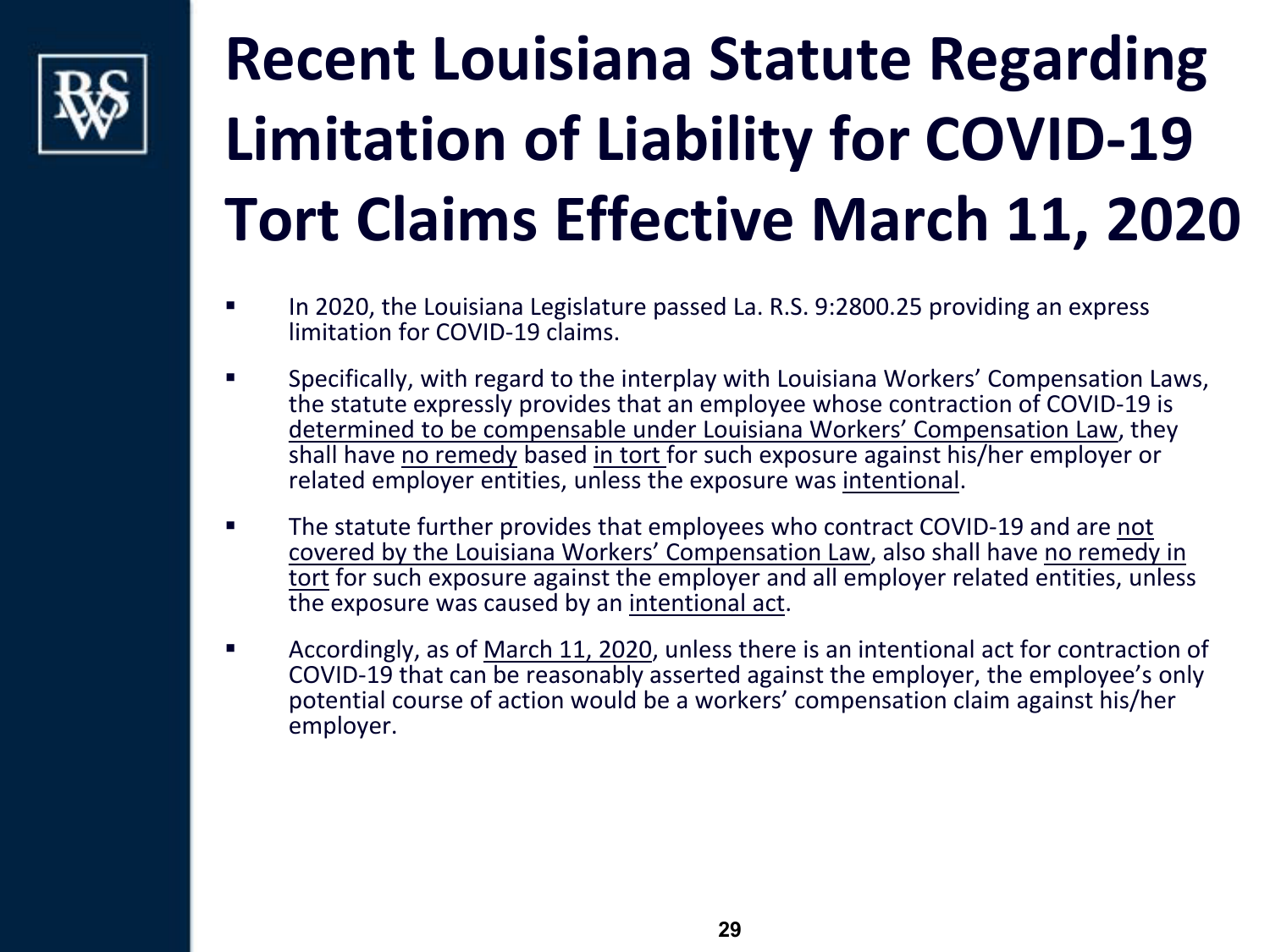# Recent Louisiana Statute Regarding Limitation of Liability for COVID-19 Tort Claims Effective March 11, 2020

- In 2020, the Louisiana Legislature passed La. R.S. 9:2800.25 providing an express limitation for COVID-19 claims.
- Specifically, with regard to the interplay with Louisiana Workers' Compensation Laws, the statute expressly provides that an employee whose contraction of COVID-19 is determined to be compensable under Louisiana Workers' Compensation Law, they shall have no remedy based in tort for such exposure against his/her employer or related employer entities, unless the exposure was intentional.
- The statute further provides that employees who contract COVID-19 and are not covered by the Louisiana Workers' Compensation Law, also shall have no remedy in tort for such exposure against the employer and all employer related entities, unless the exposure was caused by an intentional act.
- Accordingly, as of March 11, 2020, unless there is an intentional act for contraction of COVID-19 that can be reasonably asserted against the employer, the employee's only potential course of action would be a workers' compensation claim against his/her employer.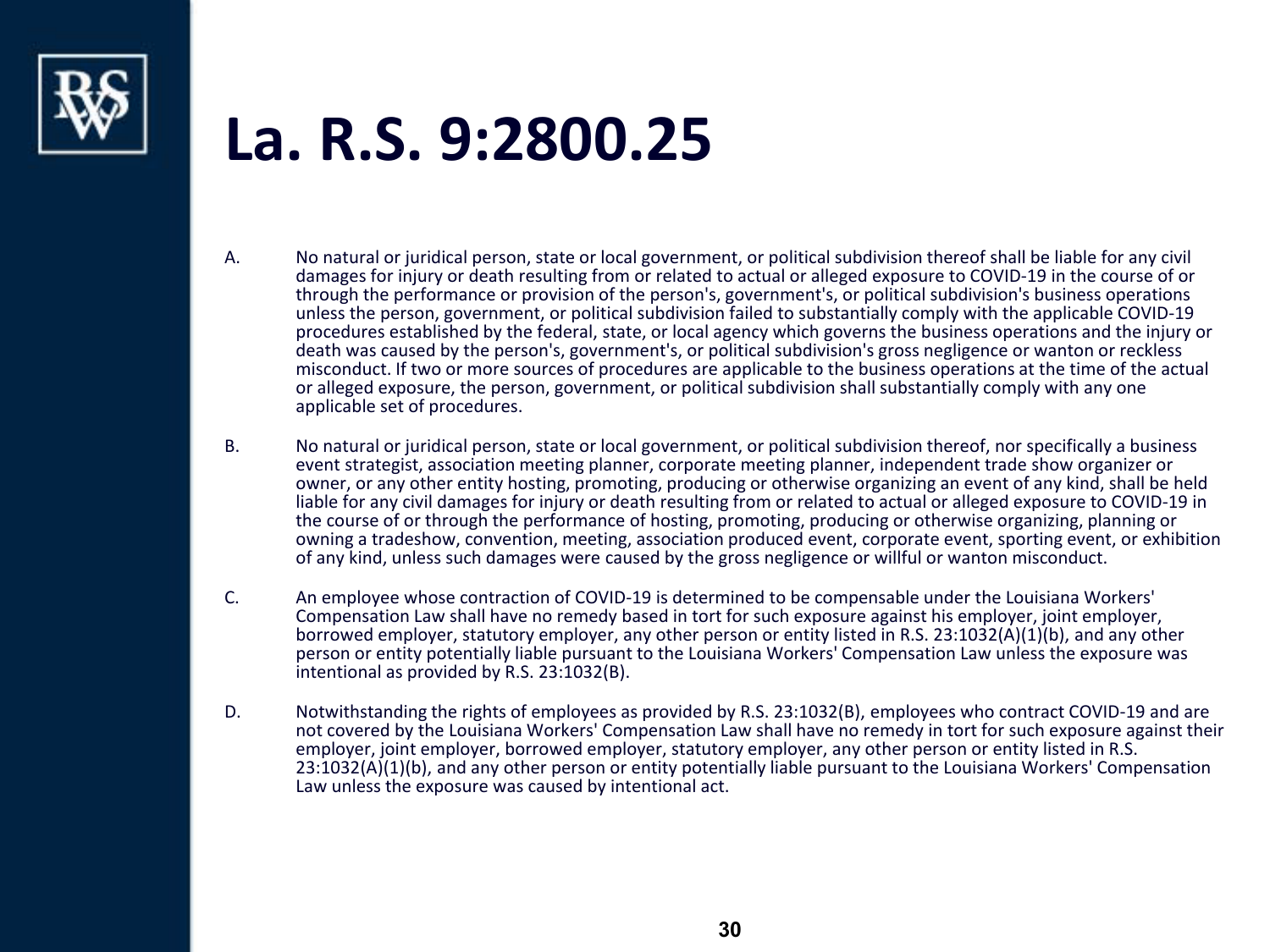# La. R.S. 9:2800.25

A. No natural or juridical person, state or local government, or political subdivision thereof shall be liable for any civil damages for injury or death resulting from or related to actual or alleged exposure to COVID-19 in the course of or through the performance or provision of the person's, government's, or political subdivision's business operations unless the person, government, or political subdivision failed to substantially comply with the applicable COVID-19 procedures established by the federal, state, or local agency which governs the business operations and the injury or death was caused by the person's, government's, or political subdivision's gross negligence or wanton or reckless misconduct. If two or more sources of procedures are applicable to the business operations at the time of the actual or alleged exposure, the person, government, or political subdivision shall substantially comply with any one applicable set of procedures.

B. No natural or juridical person, state or local government, or political subdivision thereof, nor specifically a business event strategist, association meeting planner, corporate meeting planner, independent trade show organizer or owner, or any other entity hosting, promoting, producing or otherwise organizing an event of any kind, shall be held liable for any civil damages for injury or death resulting from or related to actual or alleged exposure to COVID-19 in the course of or through the performance of hosting, promoting, producing or otherwise organizing, planning or owning a tradeshow, convention, meeting, association produced event, corporate event, sporting event, or exhibition of any kind, unless such damages were caused by the gross negligence or willful or wanton misconduct.

C. An employee whose contraction of COVID-19 is determined to be compensable under the Louisiana Workers' Compensation Law shall have no remedy based in tort for such exposure against his employer, joint employer, borrowed employer, statutory employer, any other person or entity listed in R.S. 23:1032(A)(1)(b), and any other person or entity potentially liable pursuant to the Louisiana Workers' Compensation Law unless the exposure was intentional as provided by R.S. 23:1032(B).

D. Notwithstanding the rights of employees as provided by R.S. 23:1032(B), employees who contract COVID-19 and are not covered by the Louisiana Workers' Compensation Law shall have no remedy in tort for such exposure against their employer, joint employer, borrowed employer, statutory employer, any other person or entity listed in R.S. 23:1032(A)(1)(b), and any other person or entity potentially liable pursuant to the Louisiana Workers' Compensation Law unless the exposure was caused by intentional act.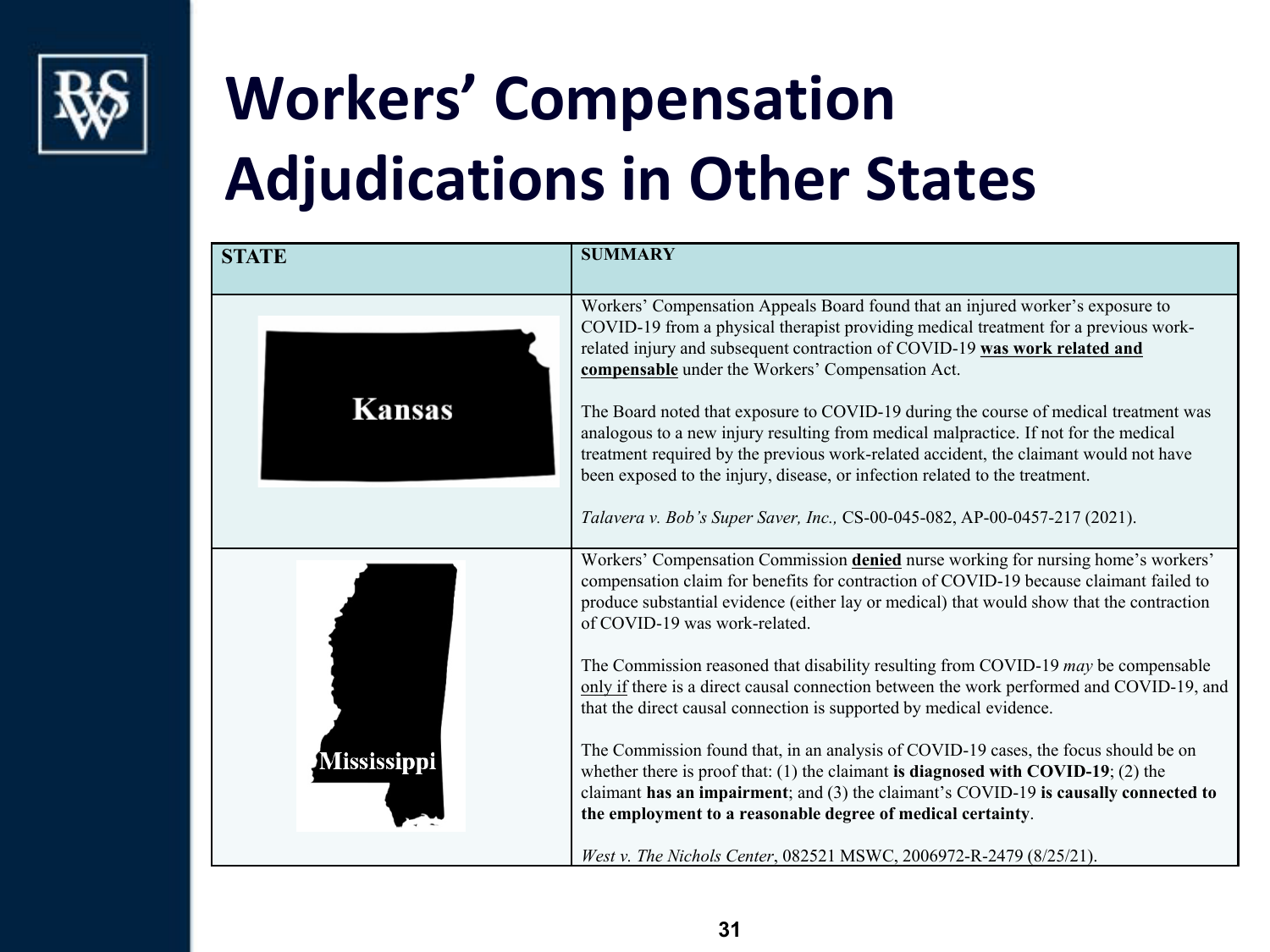# Workers' Compensation Adjudications in Other States

| STATE | SUMMARY |
|---|---|
| Kansas | Workers' Compensation Appeals Board found that an injured worker's exposure to COVID-19 from a physical therapist providing medical treatment for a previous work-related injury and subsequent contraction of COVID-19 **<u>was work related and compensable</u>** under the Workers' Compensation Act.<br><br>The Board noted that exposure to COVID-19 during the course of medical treatment was analogous to a new injury resulting from medical malpractice. If not for the medical treatment required by the previous work-related accident, the claimant would not have been exposed to the injury, disease, or infection related to the treatment.<br><br>*Talavera v. Bob's Super Saver, Inc.,* CS-00-045-082, AP-00-0457-217 (2021). |
| Mississippi | Workers' Compensation Commission **<u>denied</u>** nurse working for nursing home's workers' compensation claim for benefits for contraction of COVID-19 because claimant failed to produce substantial evidence (either lay or medical) that would show that the contraction of COVID-19 was work-related.<br><br>The Commission reasoned that disability resulting from COVID-19 *may* be compensable <u>only if</u> there is a direct causal connection between the work performed and COVID-19, and that the direct causal connection is supported by medical evidence.<br><br>The Commission found that, in an analysis of COVID-19 cases, the focus should be on whether there is proof that: (1) the claimant **is diagnosed with COVID-19**; (2) the claimant **has an impairment**; and (3) the claimant's COVID-19 **is causally connected to the employment to a reasonable degree of medical certainty**.<br><br>*West v. The Nichols Center*, 082521 MSWC, 2006972-R-2479 (8/25/21). |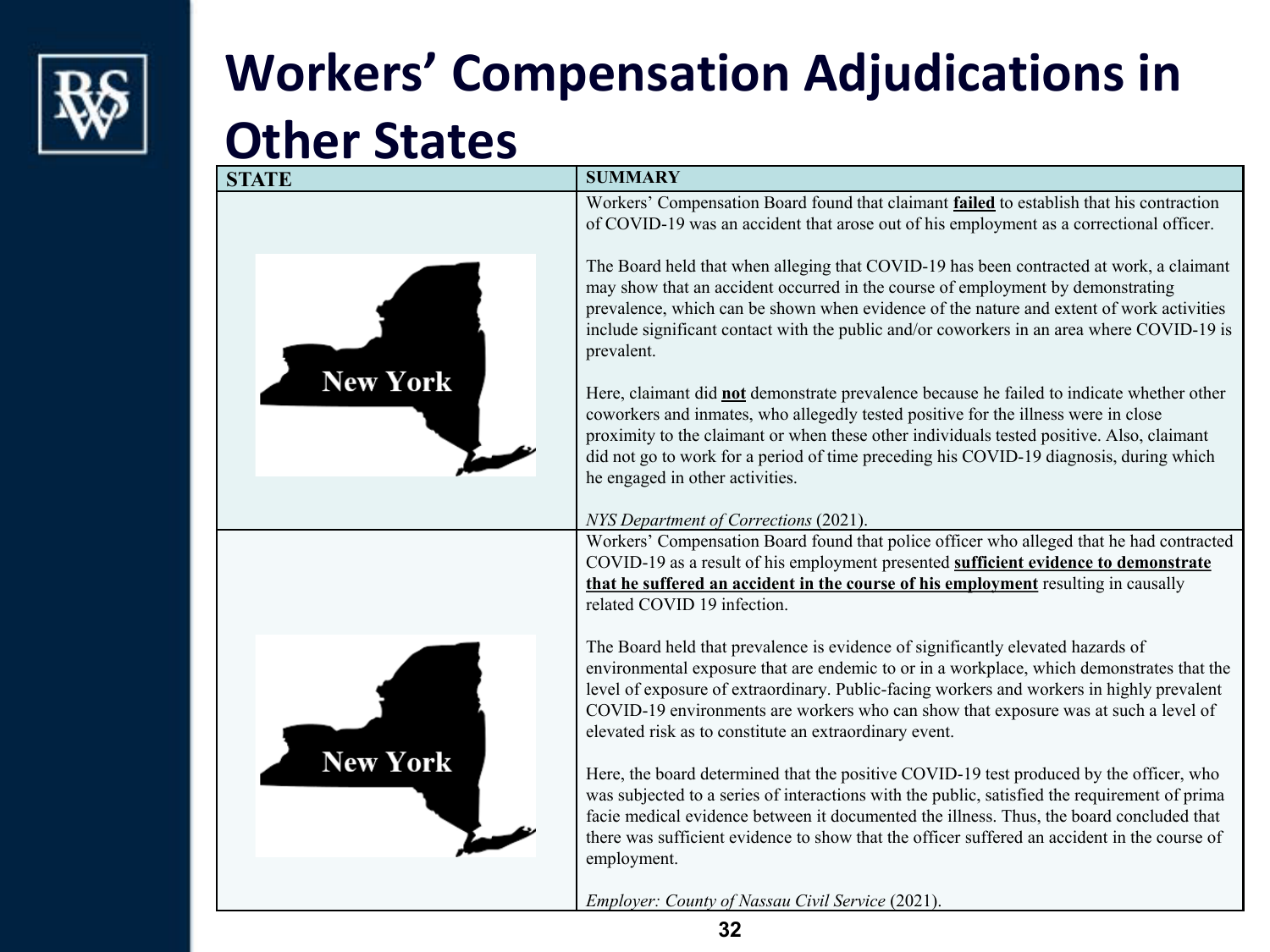# Workers' Compensation Adjudications in Other States

| STATE | SUMMARY |
|---|---|
| New York | Workers' Compensation Board found that claimant **failed** to establish that his contraction of COVID-19 was an accident that arose out of his employment as a correctional officer.<br><br>The Board held that when alleging that COVID-19 has been contracted at work, a claimant may show that an accident occurred in the course of employment by demonstrating prevalence, which can be shown when evidence of the nature and extent of work activities include significant contact with the public and/or coworkers in an area where COVID-19 is prevalent.<br><br>Here, claimant did **not** demonstrate prevalence because he failed to indicate whether other coworkers and inmates, who allegedly tested positive for the illness were in close proximity to the claimant or when these other individuals tested positive. Also, claimant did not go to work for a period of time preceding his COVID-19 diagnosis, during which he engaged in other activities.<br><br>*NYS Department of Corrections* (2021). |
| New York | Workers' Compensation Board found that police officer who alleged that he had contracted COVID-19 as a result of his employment presented **sufficient evidence to demonstrate that he suffered an accident in the course of his employment** resulting in causally related COVID 19 infection.<br><br>The Board held that prevalence is evidence of significantly elevated hazards of environmental exposure that are endemic to or in a workplace, which demonstrates that the level of exposure of extraordinary. Public-facing workers and workers in highly prevalent COVID-19 environments are workers who can show that exposure was at such a level of elevated risk as to constitute an extraordinary event.<br><br>Here, the board determined that the positive COVID-19 test produced by the officer, who was subjected to a series of interactions with the public, satisfied the requirement of prima facie medical evidence between it documented the illness. Thus, the board concluded that there was sufficient evidence to show that the officer suffered an accident in the course of employment.<br><br>*Employer: County of Nassau Civil Service* (2021). |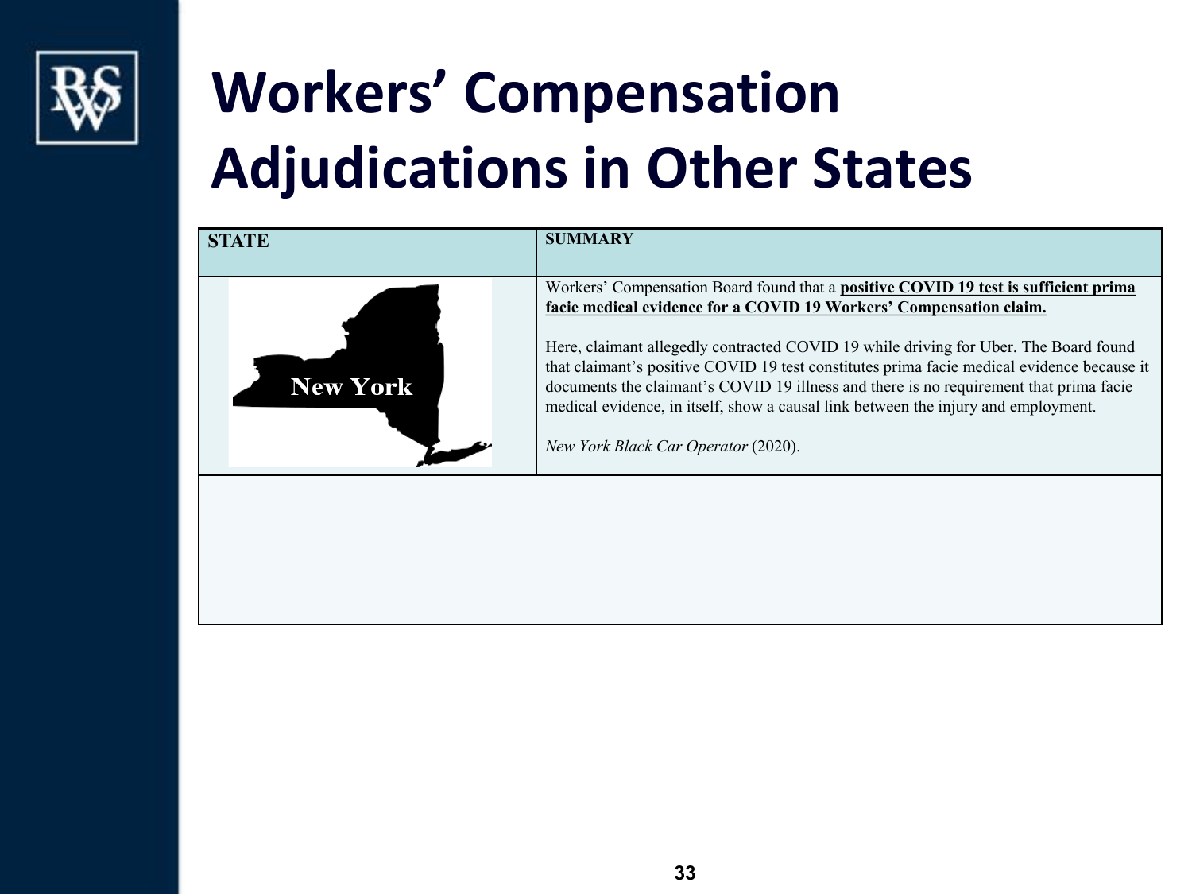# Workers' Compensation Adjudications in Other States

| STATE | SUMMARY |
|---|---|
| New York | Workers' Compensation Board found that a **positive COVID 19 test is sufficient prima facie medical evidence for a COVID 19 Workers' Compensation claim.**<br><br>Here, claimant allegedly contracted COVID 19 while driving for Uber. The Board found that claimant's positive COVID 19 test constitutes prima facie medical evidence because it documents the claimant's COVID 19 illness and there is no requirement that prima facie medical evidence, in itself, show a causal link between the injury and employment.<br><br>*New York Black Car Operator* (2020). |
| | |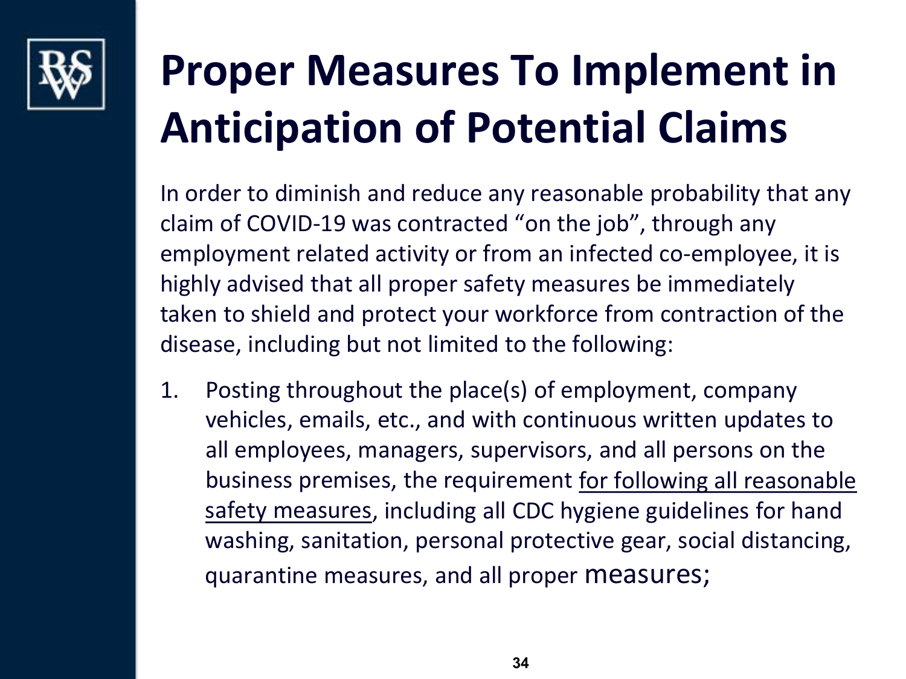# Proper Measures To Implement in Anticipation of Potential Claims

In order to diminish and reduce any reasonable probability that any claim of COVID-19 was contracted "on the job", through any employment related activity or from an infected co-employee, it is highly advised that all proper safety measures be immediately taken to shield and protect your workforce from contraction of the disease, including but not limited to the following:

1. Posting throughout the place(s) of employment, company vehicles, emails, etc., and with continuous written updates to all employees, managers, supervisors, and all persons on the business premises, the requirement <u>for following all reasonable safety measures</u>, including all CDC hygiene guidelines for hand washing, sanitation, personal protective gear, social distancing, quarantine measures, and all proper measures;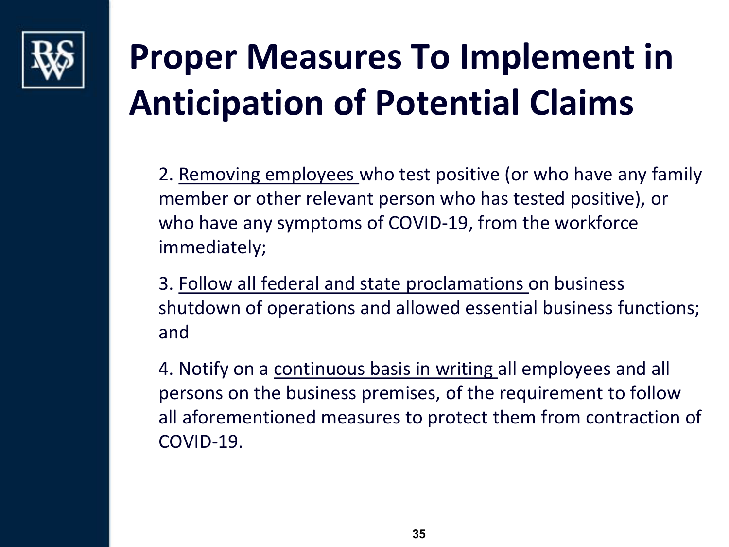# Proper Measures To Implement in Anticipation of Potential Claims

2. <u>Removing employees</u> who test positive (or who have any family member or other relevant person who has tested positive), or who have any symptoms of COVID-19, from the workforce immediately;

3. <u>Follow all federal and state proclamations</u> on business shutdown of operations and allowed essential business functions; and

4. Notify on a <u>continuous basis in writing</u> all employees and all persons on the business premises, of the requirement to follow all aforementioned measures to protect them from contraction of COVID-19.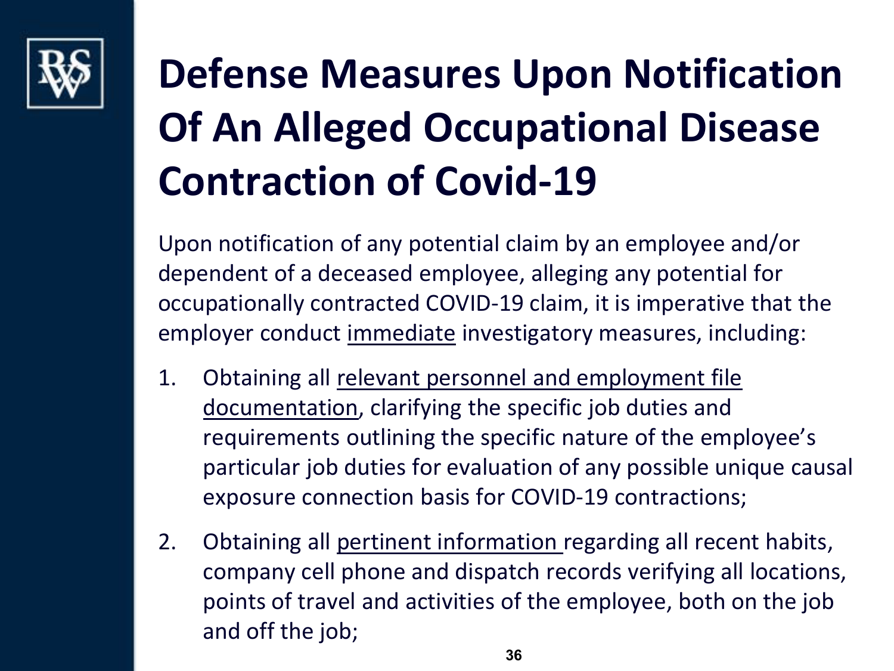# Defense Measures Upon Notification Of An Alleged Occupational Disease Contraction of Covid-19

Upon notification of any potential claim by an employee and/or dependent of a deceased employee, alleging any potential for occupationally contracted COVID-19 claim, it is imperative that the employer conduct <u>immediate</u> investigatory measures, including:

1. Obtaining all <u>relevant personnel and employment file documentation</u>, clarifying the specific job duties and requirements outlining the specific nature of the employee's particular job duties for evaluation of any possible unique causal exposure connection basis for COVID-19 contractions;
2. Obtaining all <u>pertinent information</u> regarding all recent habits, company cell phone and dispatch records verifying all locations, points of travel and activities of the employee, both on the job and off the job;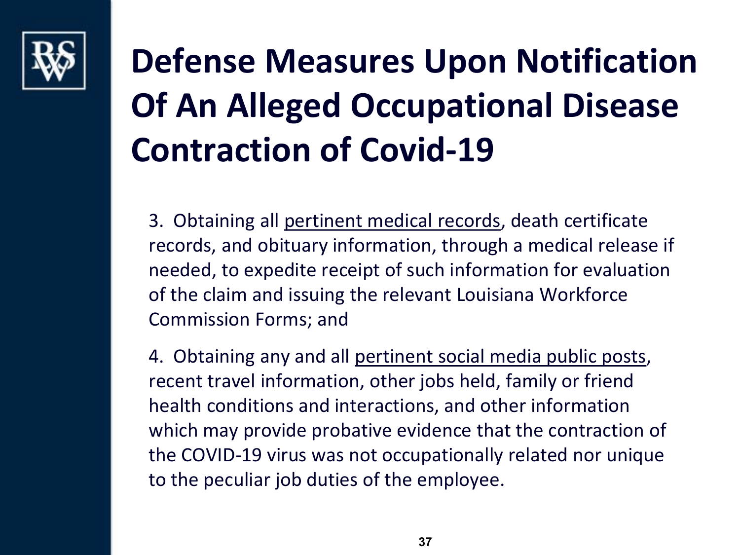# Defense Measures Upon Notification Of An Alleged Occupational Disease Contraction of Covid-19

3. Obtaining all <u>pertinent medical records</u>, death certificate records, and obituary information, through a medical release if needed, to expedite receipt of such information for evaluation of the claim and issuing the relevant Louisiana Workforce Commission Forms; and

4. Obtaining any and all <u>pertinent social media public posts</u>, recent travel information, other jobs held, family or friend health conditions and interactions, and other information which may provide probative evidence that the contraction of the COVID-19 virus was not occupationally related nor unique to the peculiar job duties of the employee.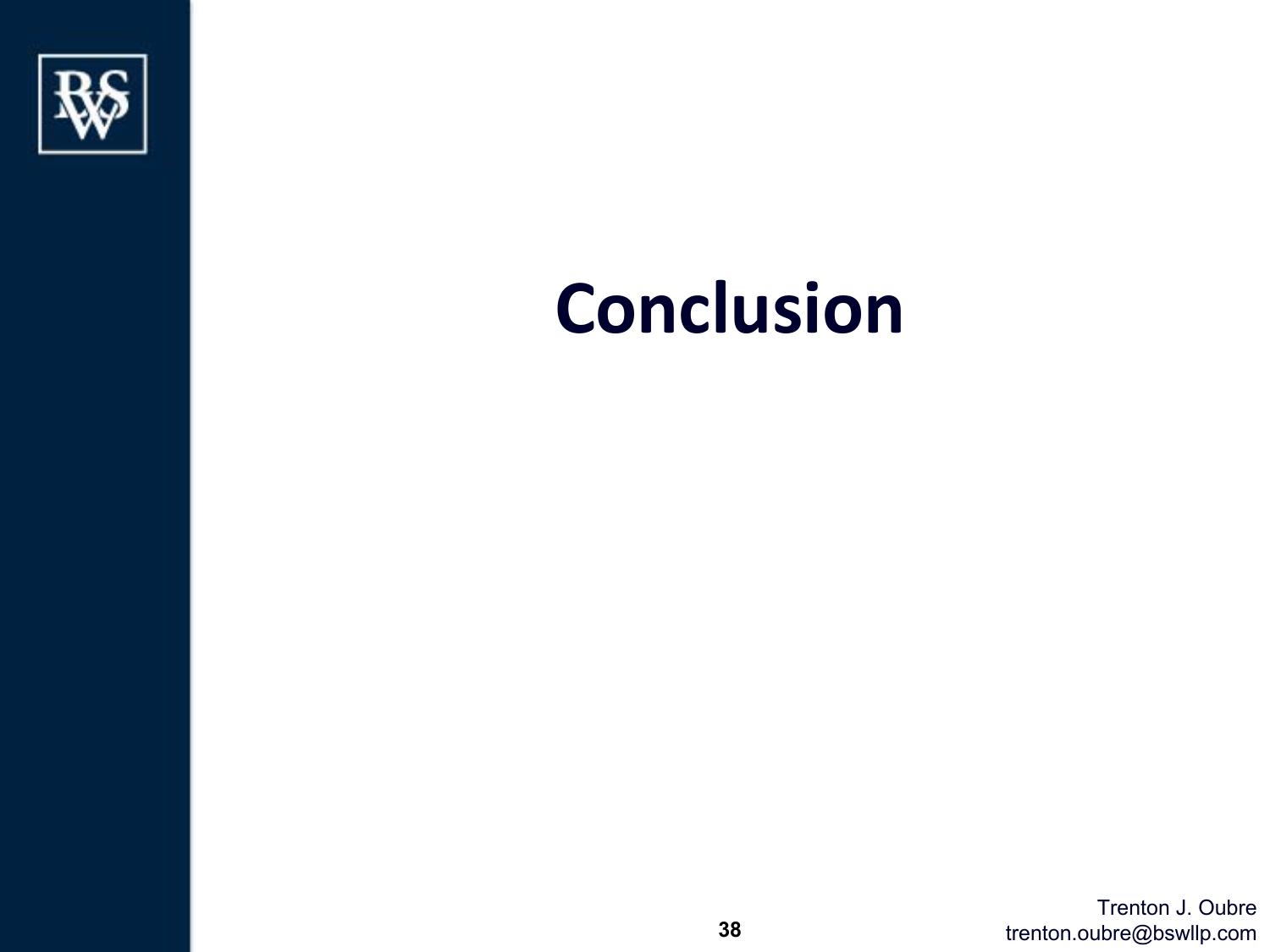# Conclusion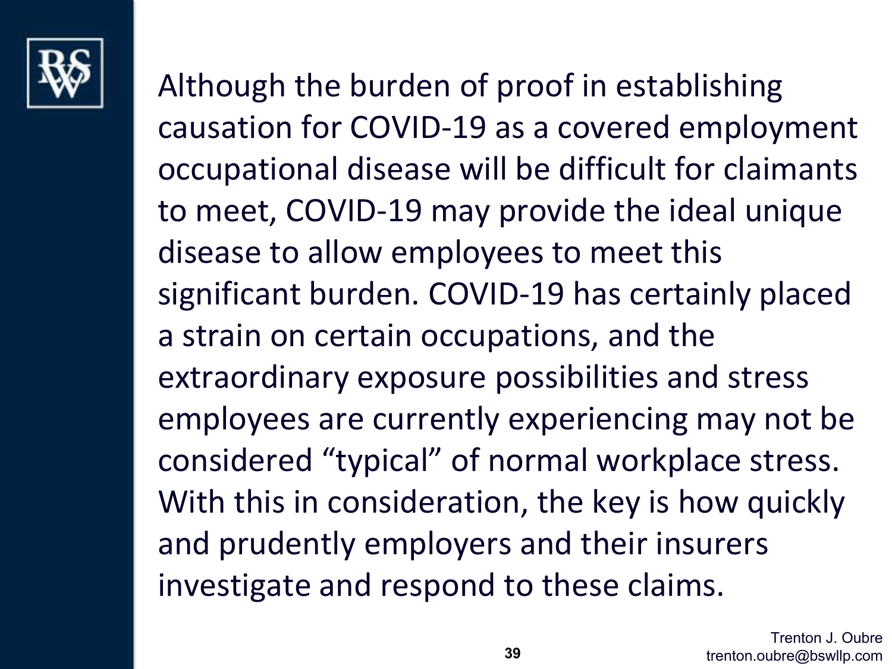Although the burden of proof in establishing causation for COVID-19 as a covered employment occupational disease will be difficult for claimants to meet, COVID-19 may provide the ideal unique disease to allow employees to meet this significant burden. COVID-19 has certainly placed a strain on certain occupations, and the extraordinary exposure possibilities and stress employees are currently experiencing may not be considered “typical” of normal workplace stress. With this in consideration, the key is how quickly and prudently employers and their insurers investigate and respond to these claims.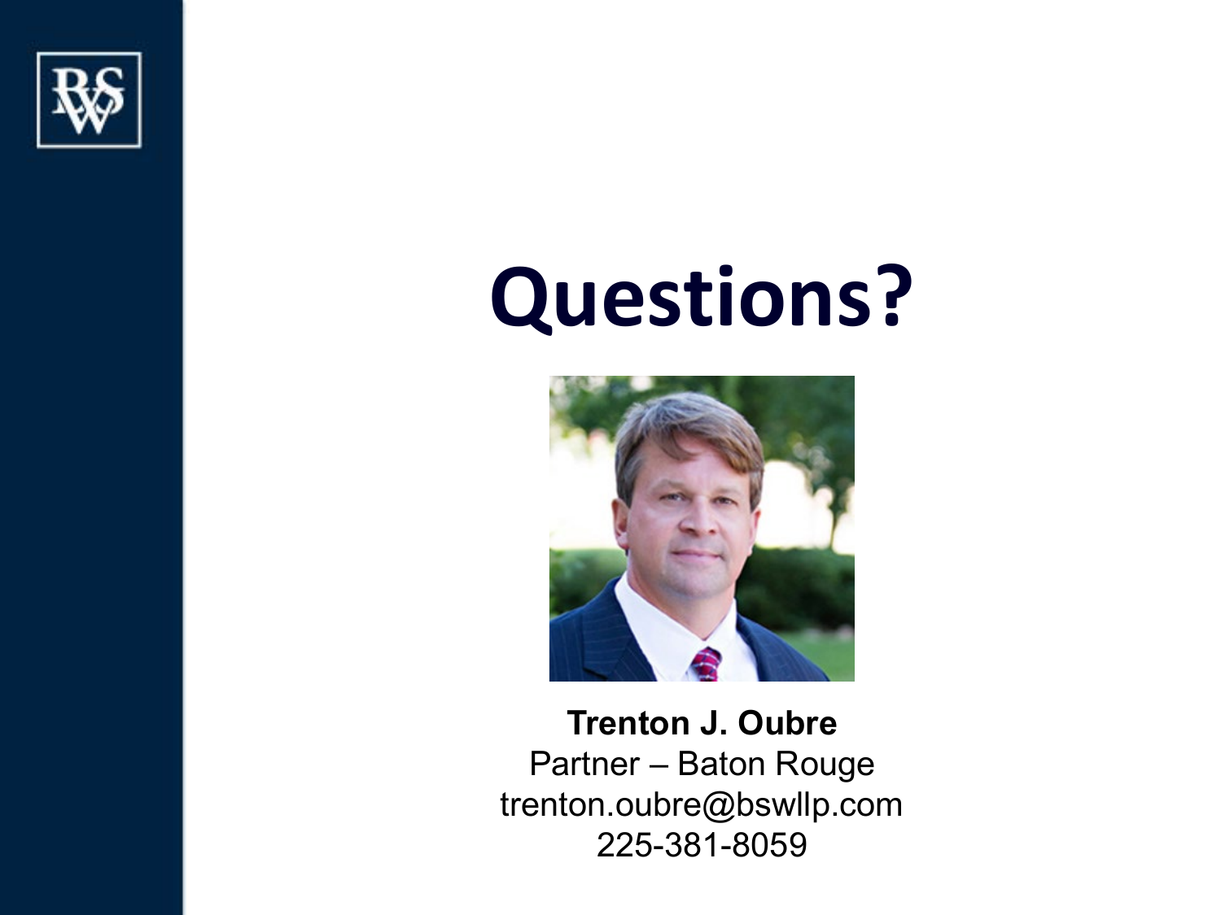# Questions?

**Trenton J. Oubre**
Partner – Baton Rouge
trenton.oubre@bswllp.com
225-381-8059